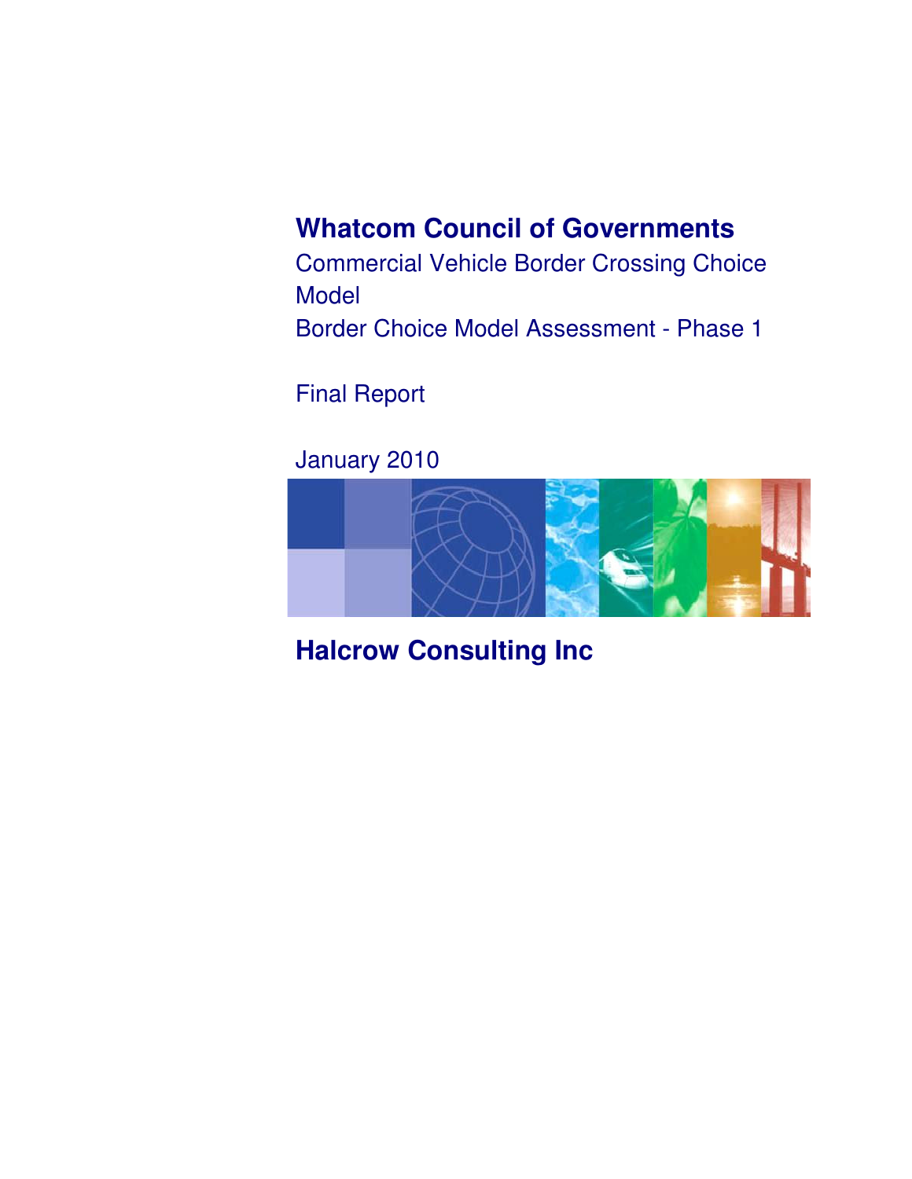# Whatcom Council of Governments

Commercial Vehicle Border Crossing Choice Model

Border Choice Model Assessment - Phase 1

Final Report

January 2010

## Halcrow Consulting Inc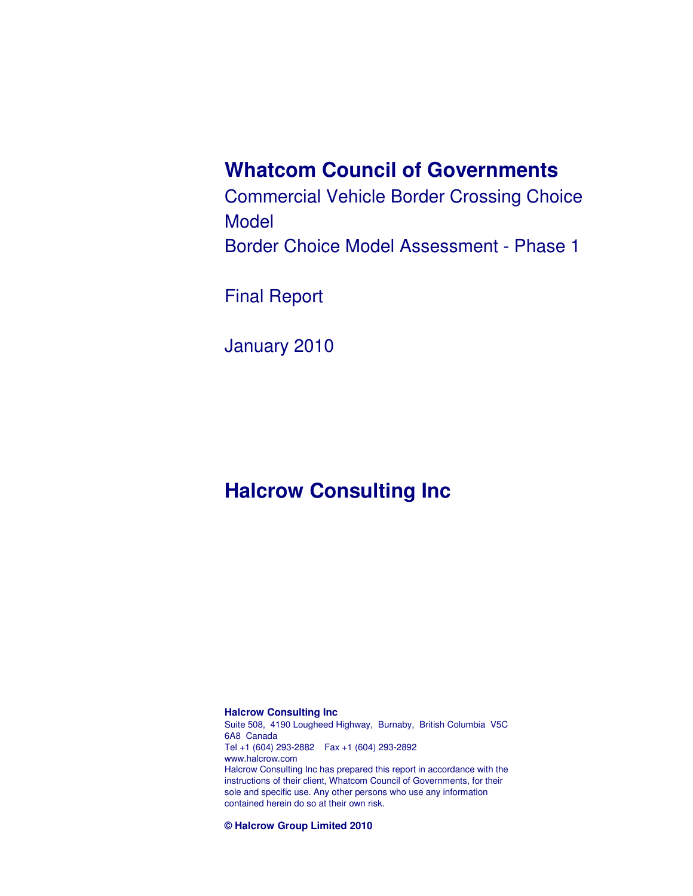# Whatcom Council of Governments

Commercial Vehicle Border Crossing Choice Model

Border Choice Model Assessment - Phase 1

Final Report

January 2010

## Halcrow Consulting Inc

**Halcrow Consulting Inc**

Suite 508, 4190 Lougheed Highway, Burnaby, British Columbia V5C 6A8 Canada

Tel +1 (604) 293-2882 Fax +1 (604) 293-2892

www.halcrow.com

Halcrow Consulting Inc has prepared this report in accordance with the instructions of their client, Whatcom Council of Governments, for their sole and specific use. Any other persons who use any information contained herein do so at their own risk.

**© Halcrow Group Limited 2010**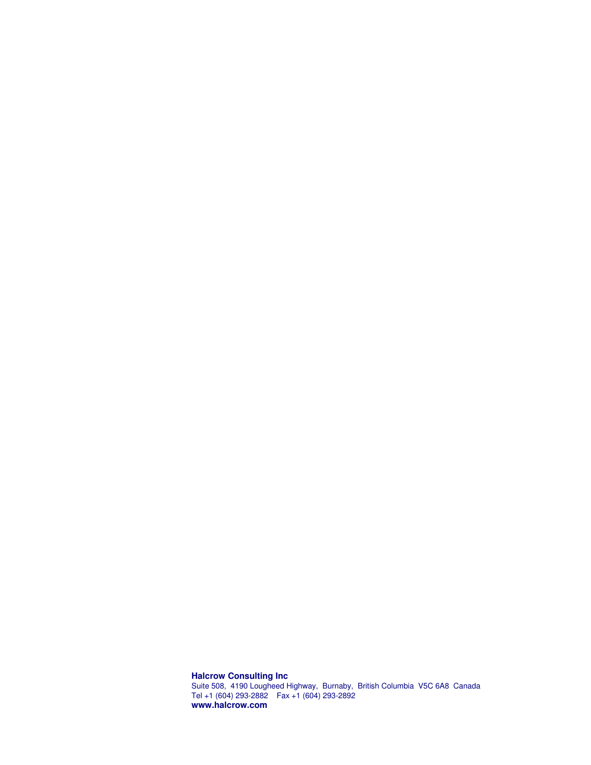**Halcrow Consulting Inc**

Suite 508, 4190 Lougheed Highway, Burnaby, British Columbia V5C 6A8 Canada

Tel +1 (604) 293-2882 Fax +1 (604) 293-2892

**www.halcrow.com**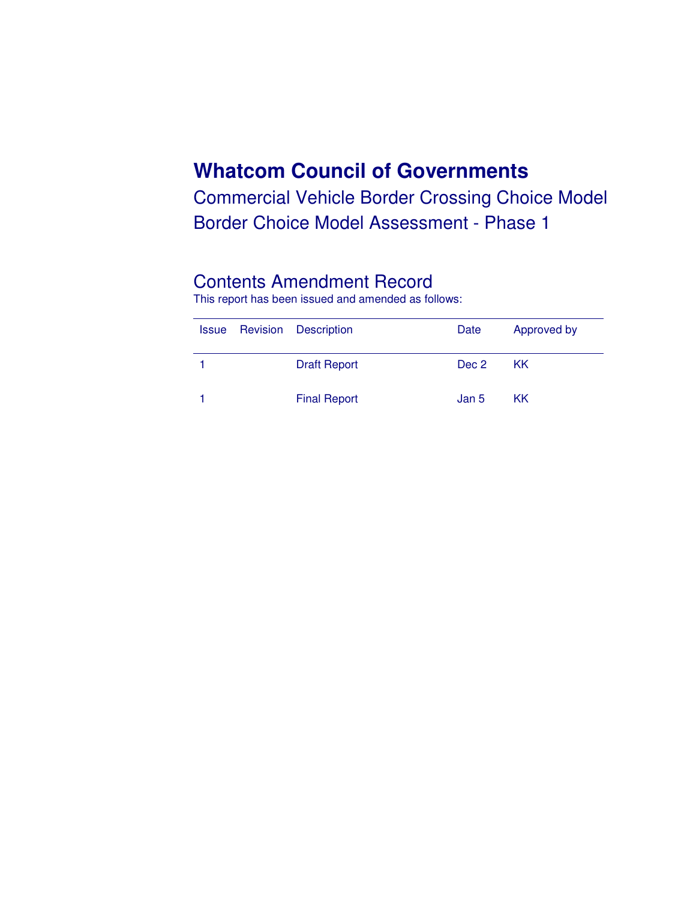# Whatcom Council of Governments

Commercial Vehicle Border Crossing Choice Model

Border Choice Model Assessment - Phase 1

## Contents Amendment Record

This report has been issued and amended as follows:

| Issue | Revision | Description | Date | Approved by |
|---|---|---|---|---|
| 1 | | Draft Report | Dec 2 | KK |
| 1 | | Final Report | Jan 5 | KK |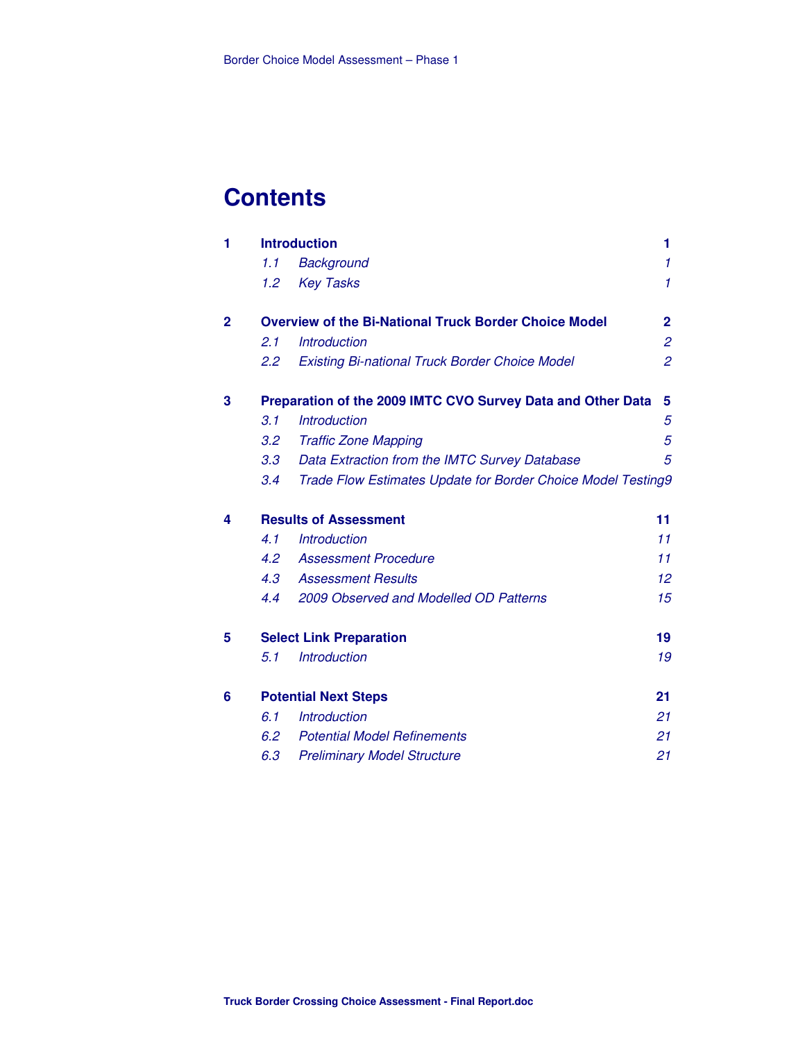# Contents

| | | |
|---|---|---|
| **1** | **Introduction** | **1** |
| | *1.1 Background* | *1* |
| | *1.2 Key Tasks* | *1* |
| **2** | **Overview of the Bi-National Truck Border Choice Model** | **2** |
| | *2.1 Introduction* | *2* |
| | *2.2 Existing Bi-national Truck Border Choice Model* | *2* |
| **3** | **Preparation of the 2009 IMTC CVO Survey Data and Other Data** | **5** |
| | *3.1 Introduction* | *5* |
| | *3.2 Traffic Zone Mapping* | *5* |
| | *3.3 Data Extraction from the IMTC Survey Database* | *5* |
| | *3.4 Trade Flow Estimates Update for Border Choice Model Testing* | *9* |
| **4** | **Results of Assessment** | **11** |
| | *4.1 Introduction* | *11* |
| | *4.2 Assessment Procedure* | *11* |
| | *4.3 Assessment Results* | *12* |
| | *4.4 2009 Observed and Modelled OD Patterns* | *15* |
| **5** | **Select Link Preparation** | **19** |
| | *5.1 Introduction* | *19* |
| **6** | **Potential Next Steps** | **21** |
| | *6.1 Introduction* | *21* |
| | *6.2 Potential Model Refinements* | *21* |
| | *6.3 Preliminary Model Structure* | *21* |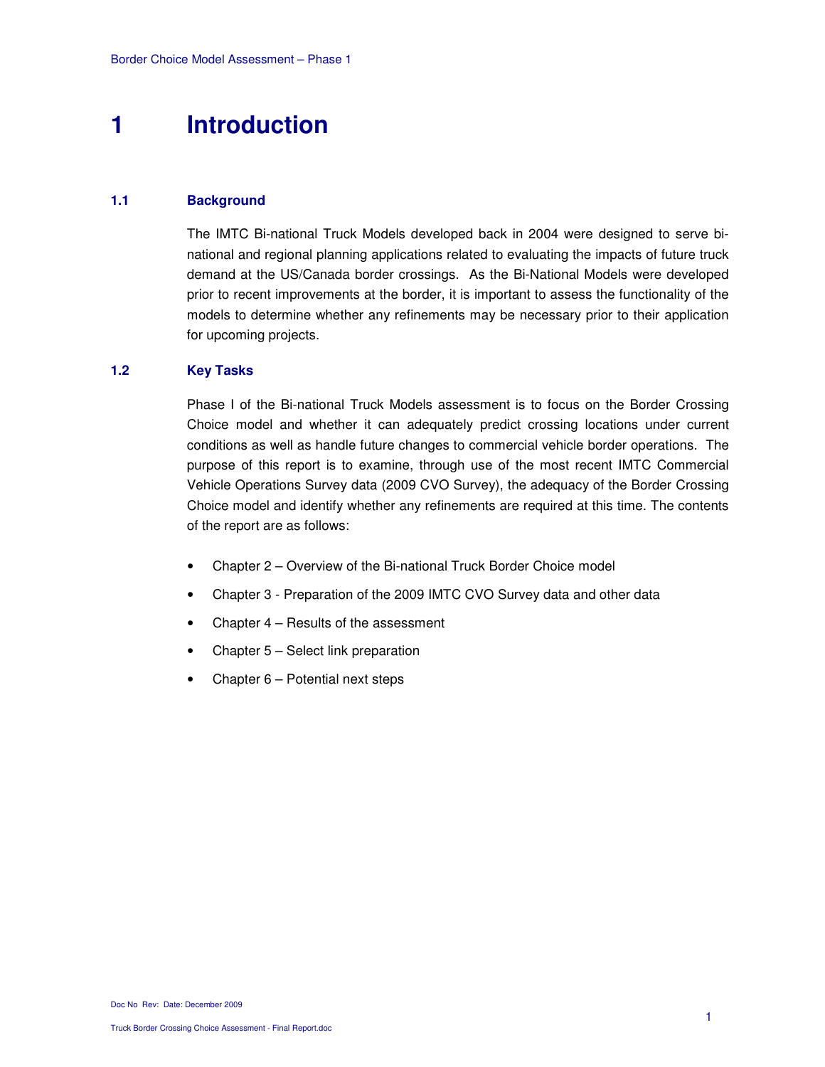# 1 Introduction

## 1.1 Background

The IMTC Bi-national Truck Models developed back in 2004 were designed to serve bi-national and regional planning applications related to evaluating the impacts of future truck demand at the US/Canada border crossings. As the Bi-National Models were developed prior to recent improvements at the border, it is important to assess the functionality of the models to determine whether any refinements may be necessary prior to their application for upcoming projects.

## 1.2 Key Tasks

Phase I of the Bi-national Truck Models assessment is to focus on the Border Crossing Choice model and whether it can adequately predict crossing locations under current conditions as well as handle future changes to commercial vehicle border operations. The purpose of this report is to examine, through use of the most recent IMTC Commercial Vehicle Operations Survey data (2009 CVO Survey), the adequacy of the Border Crossing Choice model and identify whether any refinements are required at this time. The contents of the report are as follows:

- Chapter 2 – Overview of the Bi-national Truck Border Choice model
- Chapter 3 - Preparation of the 2009 IMTC CVO Survey data and other data
- Chapter 4 – Results of the assessment
- Chapter 5 – Select link preparation
- Chapter 6 – Potential next steps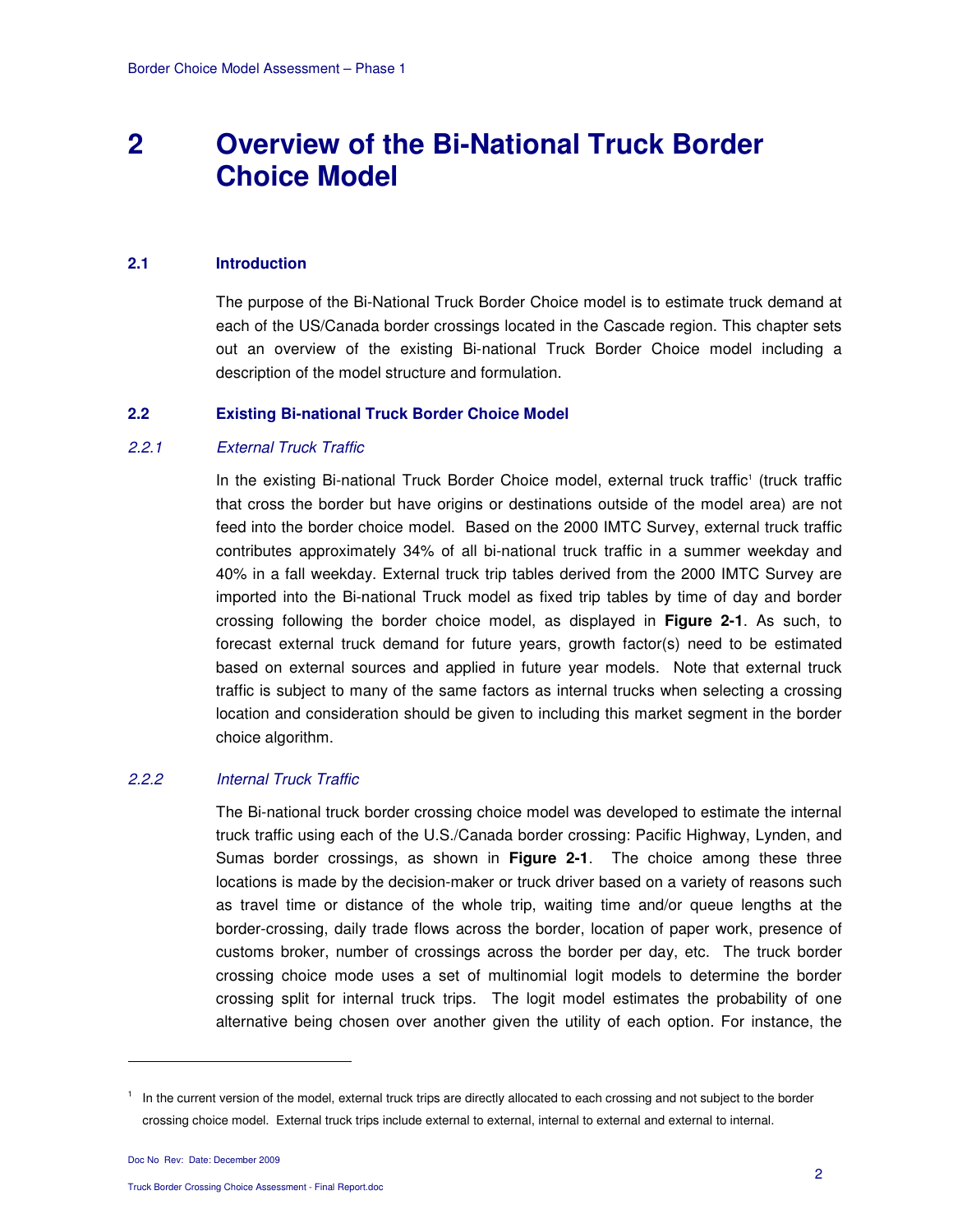# 2 Overview of the Bi-National Truck Border Choice Model

## 2.1 Introduction

The purpose of the Bi-National Truck Border Choice model is to estimate truck demand at each of the US/Canada border crossings located in the Cascade region. This chapter sets out an overview of the existing Bi-national Truck Border Choice model including a description of the model structure and formulation.

## 2.2 Existing Bi-national Truck Border Choice Model

### *2.2.1 External Truck Traffic*

In the existing Bi-national Truck Border Choice model, external truck traffic[1] (truck traffic that cross the border but have origins or destinations outside of the model area) are not feed into the border choice model. Based on the 2000 IMTC Survey, external truck traffic contributes approximately 34% of all bi-national truck traffic in a summer weekday and 40% in a fall weekday. External truck trip tables derived from the 2000 IMTC Survey are imported into the Bi-national Truck model as fixed trip tables by time of day and border crossing following the border choice model, as displayed in **Figure 2-1**. As such, to forecast external truck demand for future years, growth factor(s) need to be estimated based on external sources and applied in future year models. Note that external truck traffic is subject to many of the same factors as internal trucks when selecting a crossing location and consideration should be given to including this market segment in the border choice algorithm.

### *2.2.2 Internal Truck Traffic*

The Bi-national truck border crossing choice model was developed to estimate the internal truck traffic using each of the U.S./Canada border crossing: Pacific Highway, Lynden, and Sumas border crossings, as shown in **Figure 2-1**. The choice among these three locations is made by the decision-maker or truck driver based on a variety of reasons such as travel time or distance of the whole trip, waiting time and/or queue lengths at the border-crossing, daily trade flows across the border, location of paper work, presence of customs broker, number of crossings across the border per day, etc. The truck border crossing choice mode uses a set of multinomial logit models to determine the border crossing split for internal truck trips. The logit model estimates the probability of one alternative being chosen over another given the utility of each option. For instance, the

---

[1] In the current version of the model, external truck trips are directly allocated to each crossing and not subject to the border crossing choice model. External truck trips include external to external, internal to external and external to internal.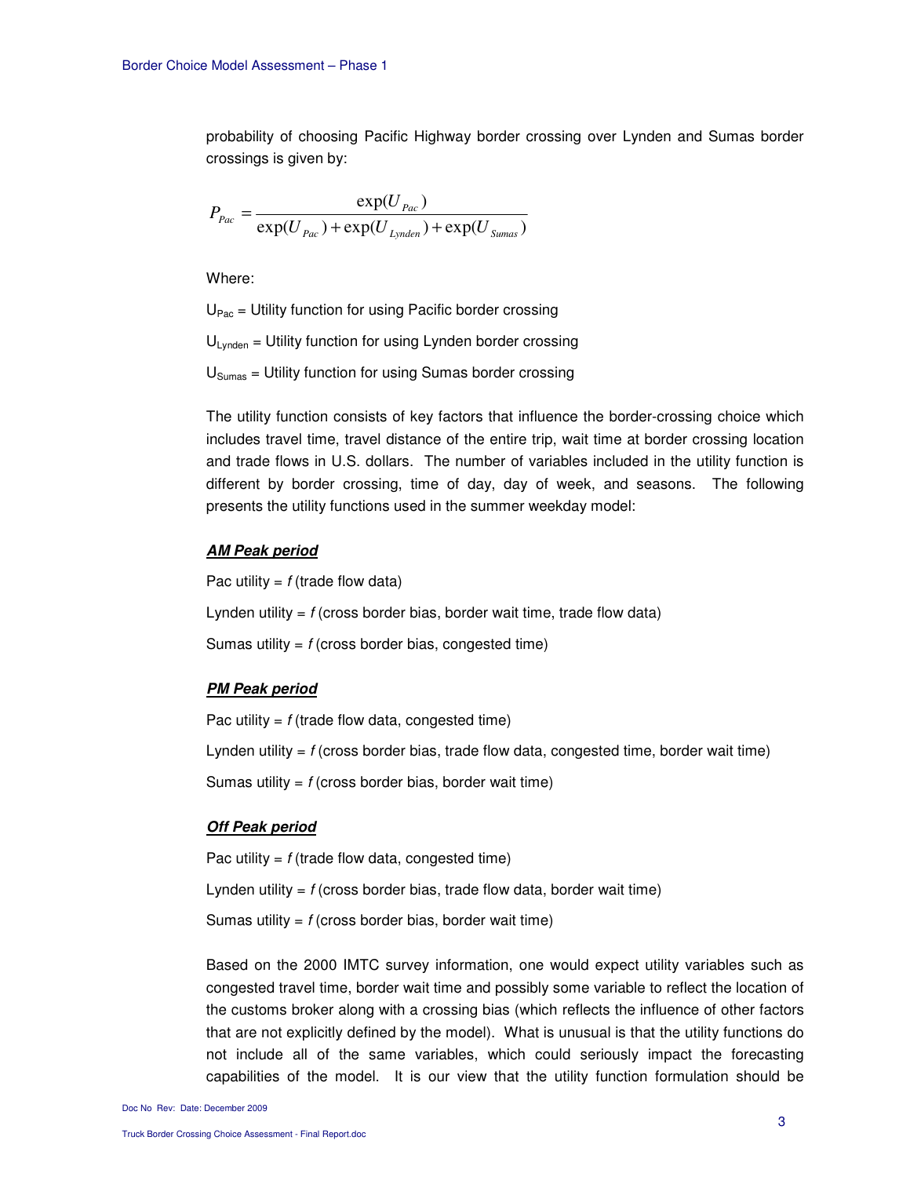probability of choosing Pacific Highway border crossing over Lynden and Sumas border crossings is given by:

$$P_{Pac} = \frac{\exp(U_{Pac})}{\exp(U_{Pac}) + \exp(U_{Lynden}) + \exp(U_{Sumas})}$$

Where:

$U_{Pac}$ = Utility function for using Pacific border crossing

$U_{Lynden}$ = Utility function for using Lynden border crossing

$U_{Sumas}$ = Utility function for using Sumas border crossing

The utility function consists of key factors that influence the border-crossing choice which includes travel time, travel distance of the entire trip, wait time at border crossing location and trade flows in U.S. dollars. The number of variables included in the utility function is different by border crossing, time of day, day of week, and seasons. The following presents the utility functions used in the summer weekday model:

***AM Peak period***

Pac utility = *f* (trade flow data)

Lynden utility = *f* (cross border bias, border wait time, trade flow data)

Sumas utility = *f* (cross border bias, congested time)

***PM Peak period***

Pac utility = *f* (trade flow data, congested time)

Lynden utility = *f* (cross border bias, trade flow data, congested time, border wait time)

Sumas utility = *f* (cross border bias, border wait time)

***Off Peak period***

Pac utility = *f* (trade flow data, congested time)

Lynden utility = *f* (cross border bias, trade flow data, border wait time)

Sumas utility = *f* (cross border bias, border wait time)

Based on the 2000 IMTC survey information, one would expect utility variables such as congested travel time, border wait time and possibly some variable to reflect the location of the customs broker along with a crossing bias (which reflects the influence of other factors that are not explicitly defined by the model). What is unusual is that the utility functions do not include all of the same variables, which could seriously impact the forecasting capabilities of the model. It is our view that the utility function formulation should be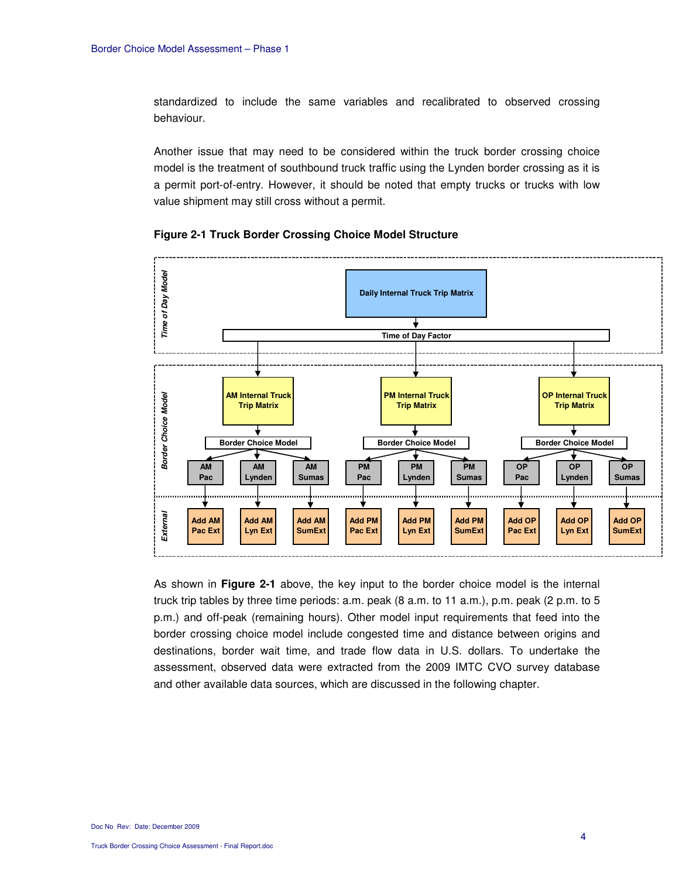standardized to include the same variables and recalibrated to observed crossing behaviour.

Another issue that may need to be considered within the truck border crossing choice model is the treatment of southbound truck traffic using the Lynden border crossing as it is a permit port-of-entry. However, it should be noted that empty trucks or trucks with low value shipment may still cross without a permit.

**Figure 2-1 Truck Border Crossing Choice Model Structure**

As shown in **Figure 2-1** above, the key input to the border choice model is the internal truck trip tables by three time periods: a.m. peak (8 a.m. to 11 a.m.), p.m. peak (2 p.m. to 5 p.m.) and off-peak (remaining hours). Other model input requirements that feed into the border crossing choice model include congested time and distance between origins and destinations, border wait time, and trade flow data in U.S. dollars. To undertake the assessment, observed data were extracted from the 2009 IMTC CVO survey database and other available data sources, which are discussed in the following chapter.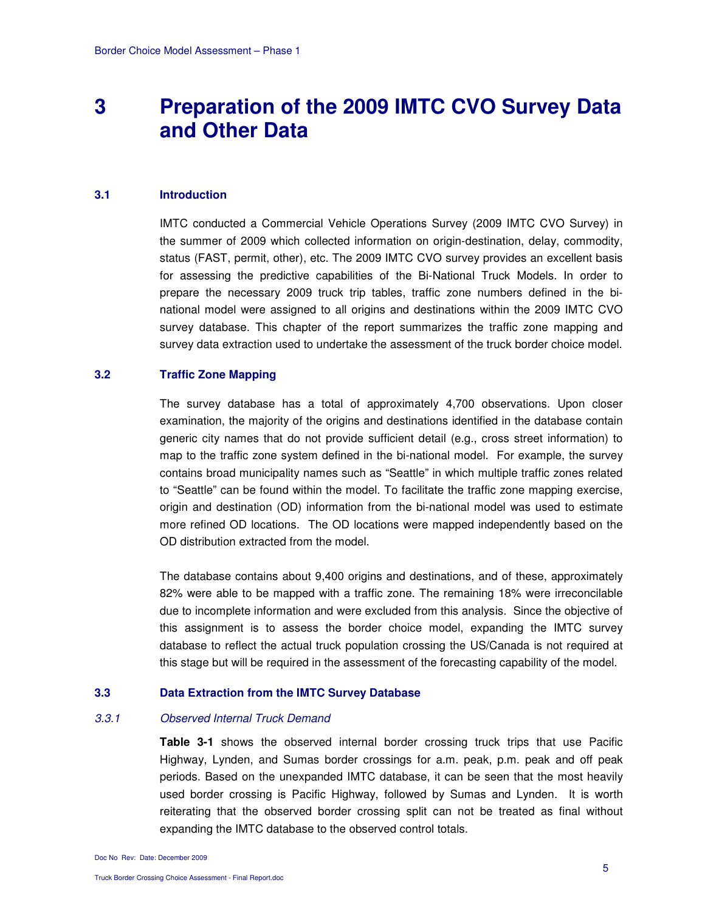# 3 Preparation of the 2009 IMTC CVO Survey Data and Other Data

## 3.1 Introduction

IMTC conducted a Commercial Vehicle Operations Survey (2009 IMTC CVO Survey) in the summer of 2009 which collected information on origin-destination, delay, commodity, status (FAST, permit, other), etc. The 2009 IMTC CVO survey provides an excellent basis for assessing the predictive capabilities of the Bi-National Truck Models. In order to prepare the necessary 2009 truck trip tables, traffic zone numbers defined in the bi-national model were assigned to all origins and destinations within the 2009 IMTC CVO survey database. This chapter of the report summarizes the traffic zone mapping and survey data extraction used to undertake the assessment of the truck border choice model.

## 3.2 Traffic Zone Mapping

The survey database has a total of approximately 4,700 observations. Upon closer examination, the majority of the origins and destinations identified in the database contain generic city names that do not provide sufficient detail (e.g., cross street information) to map to the traffic zone system defined in the bi-national model. For example, the survey contains broad municipality names such as "Seattle" in which multiple traffic zones related to "Seattle" can be found within the model. To facilitate the traffic zone mapping exercise, origin and destination (OD) information from the bi-national model was used to estimate more refined OD locations. The OD locations were mapped independently based on the OD distribution extracted from the model.

The database contains about 9,400 origins and destinations, and of these, approximately 82% were able to be mapped with a traffic zone. The remaining 18% were irreconcilable due to incomplete information and were excluded from this analysis. Since the objective of this assignment is to assess the border choice model, expanding the IMTC survey database to reflect the actual truck population crossing the US/Canada is not required at this stage but will be required in the assessment of the forecasting capability of the model.

## 3.3 Data Extraction from the IMTC Survey Database

### *3.3.1 Observed Internal Truck Demand*

**Table 3-1** shows the observed internal border crossing truck trips that use Pacific Highway, Lynden, and Sumas border crossings for a.m. peak, p.m. peak and off peak periods. Based on the unexpanded IMTC database, it can be seen that the most heavily used border crossing is Pacific Highway, followed by Sumas and Lynden. It is worth reiterating that the observed border crossing split can not be treated as final without expanding the IMTC database to the observed control totals.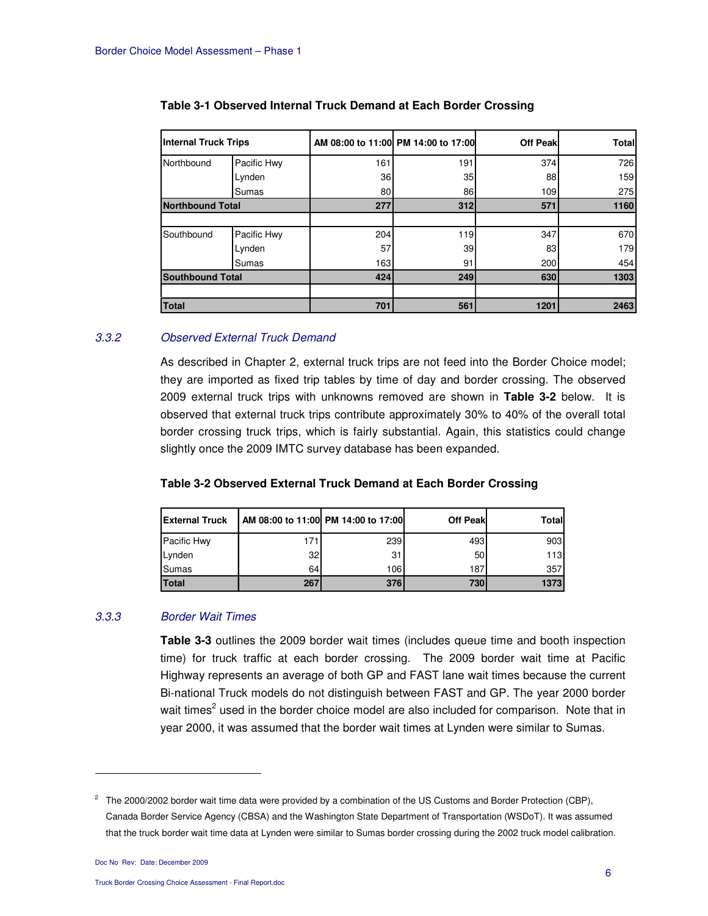**Table 3-1 Observed Internal Truck Demand at Each Border Crossing**

| Internal Truck Trips | | AM 08:00 to 11:00 | PM 14:00 to 17:00 | Off Peak | Total |
|---|---|---|---|---|---|
| Northbound | Pacific Hwy | 161 | 191 | 374 | 726 |
| | Lynden | 36 | 35 | 88 | 159 |
| | Sumas | 80 | 86 | 109 | 275 |
| **Northbound Total** | | **277** | **312** | **571** | **1160** |
| | | | | | |
| Southbound | Pacific Hwy | 204 | 119 | 347 | 670 |
| | Lynden | 57 | 39 | 83 | 179 |
| | Sumas | 163 | 91 | 200 | 454 |
| **Southbound Total** | | **424** | **249** | **630** | **1303** |
| | | | | | |
| **Total** | | **701** | **561** | **1201** | **2463** |

### *3.3.2 Observed External Truck Demand*

As described in Chapter 2, external truck trips are not feed into the Border Choice model; they are imported as fixed trip tables by time of day and border crossing. The observed 2009 external truck trips with unknowns removed are shown in **Table 3-2** below. It is observed that external truck trips contribute approximately 30% to 40% of the overall total border crossing truck trips, which is fairly substantial. Again, this statistics could change slightly once the 2009 IMTC survey database has been expanded.

**Table 3-2 Observed External Truck Demand at Each Border Crossing**

| External Truck | AM 08:00 to 11:00 | PM 14:00 to 17:00 | Off Peak | Total |
|---|---|---|---|---|
| Pacific Hwy | 171 | 239 | 493 | 903 |
| Lynden | 32 | 31 | 50 | 113 |
| Sumas | 64 | 106 | 187 | 357 |
| **Total** | **267** | **376** | **730** | **1373** |

### *3.3.3 Border Wait Times*

**Table 3-3** outlines the 2009 border wait times (includes queue time and booth inspection time) for truck traffic at each border crossing. The 2009 border wait time at Pacific Highway represents an average of both GP and FAST lane wait times because the current Bi-national Truck models do not distinguish between FAST and GP. The year 2000 border wait times[2] used in the border choice model are also included for comparison. Note that in year 2000, it was assumed that the border wait times at Lynden were similar to Sumas.

---

[2] The 2000/2002 border wait time data were provided by a combination of the US Customs and Border Protection (CBP), Canada Border Service Agency (CBSA) and the Washington State Department of Transportation (WSDoT). It was assumed that the truck border wait time data at Lynden were similar to Sumas border crossing during the 2002 truck model calibration.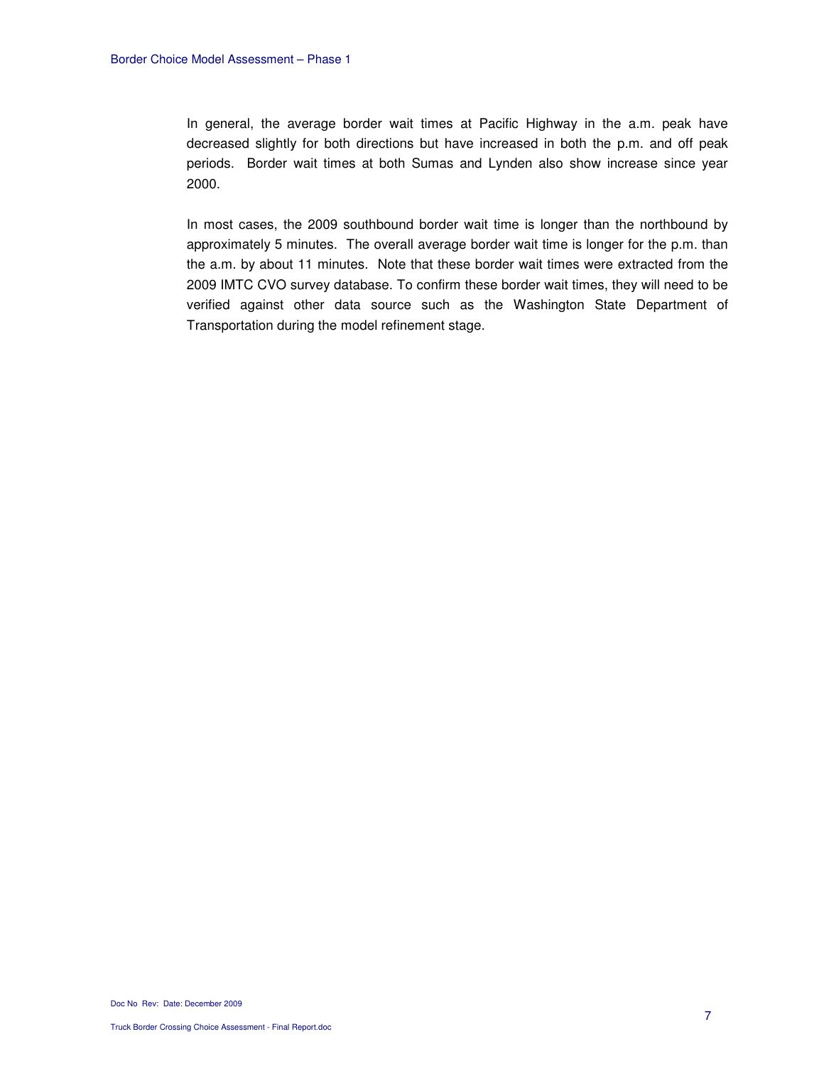In general, the average border wait times at Pacific Highway in the a.m. peak have decreased slightly for both directions but have increased in both the p.m. and off peak periods. Border wait times at both Sumas and Lynden also show increase since year 2000.

In most cases, the 2009 southbound border wait time is longer than the northbound by approximately 5 minutes. The overall average border wait time is longer for the p.m. than the a.m. by about 11 minutes. Note that these border wait times were extracted from the 2009 IMTC CVO survey database. To confirm these border wait times, they will need to be verified against other data source such as the Washington State Department of Transportation during the model refinement stage.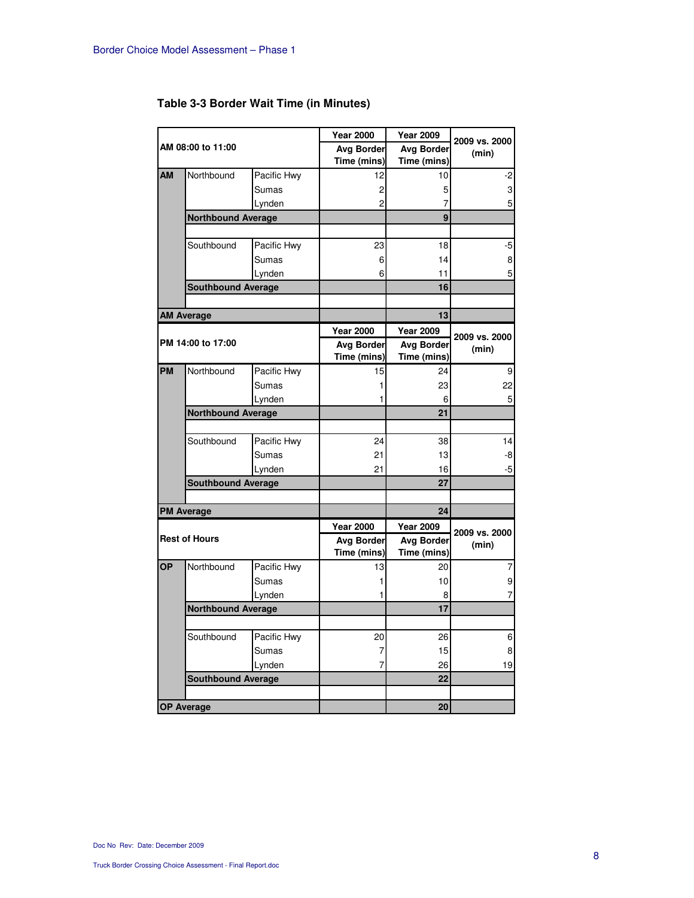## Table 3-3 Border Wait Time (in Minutes)

| AM 08:00 to 11:00 | | | Year 2000 Avg Border Time (mins) | Year 2009 Avg Border Time (mins) | 2009 vs. 2000 (min) |
|---|---|---|---|---|---|
| **AM** | Northbound | Pacific Hwy | 12 | 10 | -2 |
| | | Sumas | 2 | 5 | 3 |
| | | Lynden | 2 | 7 | 5 |
| | **Northbound Average** | | | **9** | |
| | Southbound | Pacific Hwy | 23 | 18 | -5 |
| | | Sumas | 6 | 14 | 8 |
| | | Lynden | 6 | 11 | 5 |
| | **Southbound Average** | | | **16** | |
| **AM Average** | | | | **13** | |
| **PM 14:00 to 17:00** | | | **Year 2000 Avg Border Time (mins)** | **Year 2009 Avg Border Time (mins)** | **2009 vs. 2000 (min)** |
| **PM** | Northbound | Pacific Hwy | 15 | 24 | 9 |
| | | Sumas | 1 | 23 | 22 |
| | | Lynden | 1 | 6 | 5 |
| | **Northbound Average** | | | **21** | |
| | Southbound | Pacific Hwy | 24 | 38 | 14 |
| | | Sumas | 21 | 13 | -8 |
| | | Lynden | 21 | 16 | -5 |
| | **Southbound Average** | | | **27** | |
| **PM Average** | | | | **24** | |
| **Rest of Hours** | | | **Year 2000 Avg Border Time (mins)** | **Year 2009 Avg Border Time (mins)** | **2009 vs. 2000 (min)** |
| **OP** | Northbound | Pacific Hwy | 13 | 20 | 7 |
| | | Sumas | 1 | 10 | 9 |
| | | Lynden | 1 | 8 | 7 |
| | **Northbound Average** | | | **17** | |
| | Southbound | Pacific Hwy | 20 | 26 | 6 |
| | | Sumas | 7 | 15 | 8 |
| | | Lynden | 7 | 26 | 19 |
| | **Southbound Average** | | | **22** | |
| **OP Average** | | | | **20** | |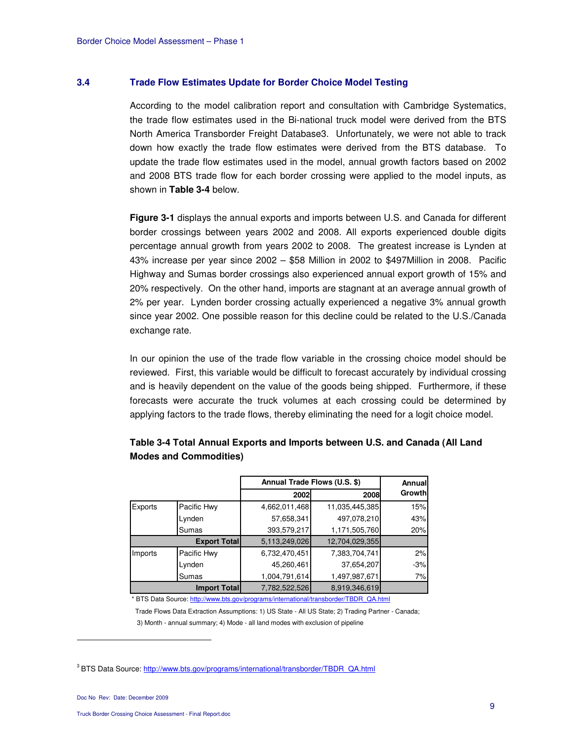### 3.4 Trade Flow Estimates Update for Border Choice Model Testing

According to the model calibration report and consultation with Cambridge Systematics, the trade flow estimates used in the Bi-national truck model were derived from the BTS North America Transborder Freight Database[3]. Unfortunately, we were not able to track down how exactly the trade flow estimates were derived from the BTS database. To update the trade flow estimates used in the model, annual growth factors based on 2002 and 2008 BTS trade flow for each border crossing were applied to the model inputs, as shown in **Table 3-4** below.

**Figure 3-1** displays the annual exports and imports between U.S. and Canada for different border crossings between years 2002 and 2008. All exports experienced double digits percentage annual growth from years 2002 to 2008. The greatest increase is Lynden at 43% increase per year since 2002 – $58 Million in 2002 to $497Million in 2008. Pacific Highway and Sumas border crossings also experienced annual export growth of 15% and 20% respectively. On the other hand, imports are stagnant at an average annual growth of 2% per year. Lynden border crossing actually experienced a negative 3% annual growth since year 2002. One possible reason for this decline could be related to the U.S./Canada exchange rate.

In our opinion the use of the trade flow variable in the crossing choice model should be reviewed. First, this variable would be difficult to forecast accurately by individual crossing and is heavily dependent on the value of the goods being shipped. Furthermore, if these forecasts were accurate the truck volumes at each crossing could be determined by applying factors to the trade flows, thereby eliminating the need for a logit choice model.

**Table 3-4 Total Annual Exports and Imports between U.S. and Canada (All Land Modes and Commodities)**

| | | Annual Trade Flows (U.S. $) | | Annual Growth |
|---|---|---|---|---|
| | | 2002 | 2008 | |
| Exports | Pacific Hwy | 4,662,011,468 | 11,035,445,385 | 15% |
| | Lynden | 57,658,341 | 497,078,210 | 43% |
| | Sumas | 393,579,217 | 1,171,505,760 | 20% |
| | **Export Total** | 5,113,249,026 | 12,704,029,355 | |
| Imports | Pacific Hwy | 6,732,470,451 | 7,383,704,741 | 2% |
| | Lynden | 45,260,461 | 37,654,207 | -3% |
| | Sumas | 1,004,791,614 | 1,497,987,671 | 7% |
| | **Import Total** | 7,782,522,526 | 8,919,346,619 | |

* BTS Data Source: http://www.bts.gov/programs/international/transborder/TBDR_QA.html

Trade Flows Data Extraction Assumptions: 1) US State - All US State; 2) Trading Partner - Canada; 3) Month - annual summary; 4) Mode - all land modes with exclusion of pipeline

[3] BTS Data Source: http://www.bts.gov/programs/international/transborder/TBDR_QA.html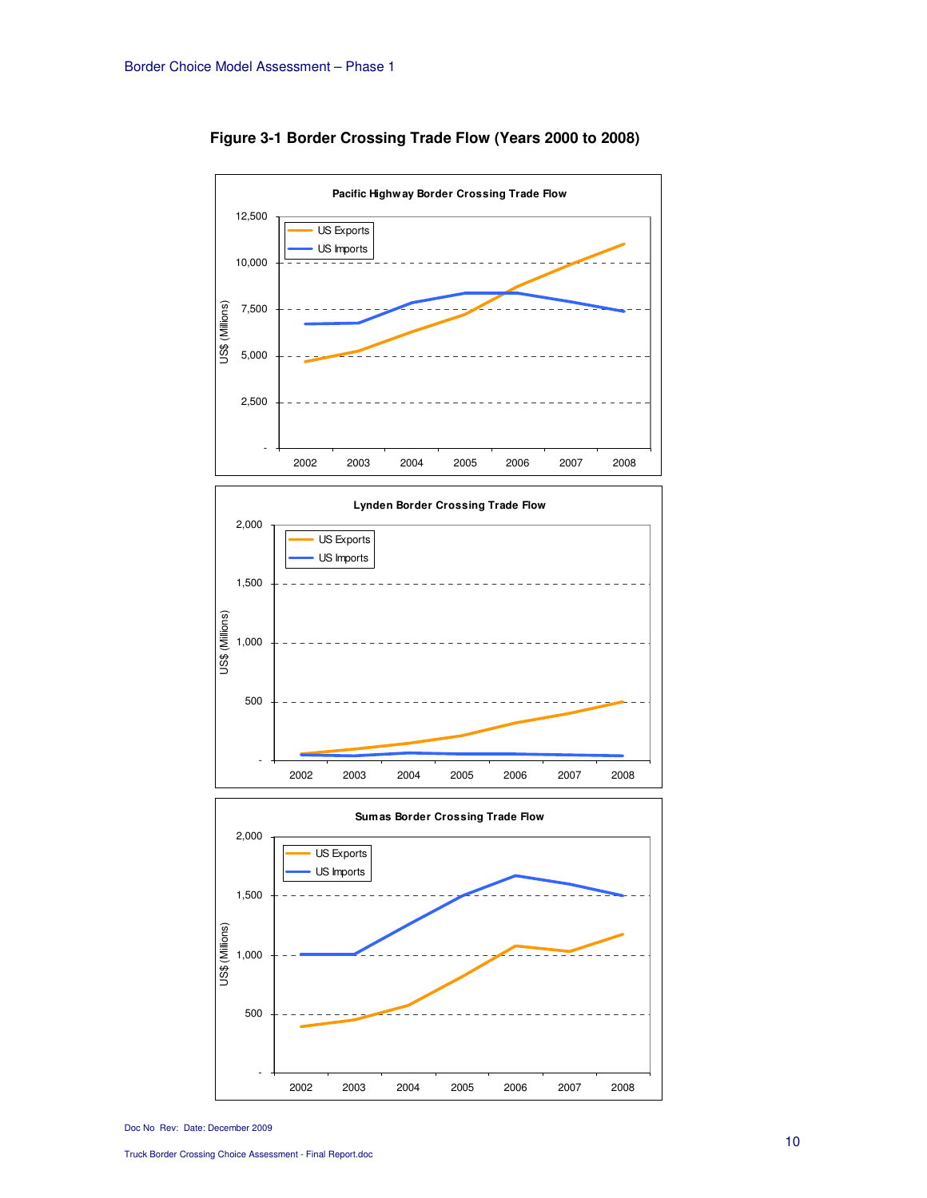**Figure 3-1 Border Crossing Trade Flow (Years 2000 to 2008)**

**Pacific Highway Border Crossing Trade Flow**

US$ (Millions)

- US Exports
- US Imports

**Lynden Border Crossing Trade Flow**

US$ (Millions)

- US Exports
- US Imports

**Sumas Border Crossing Trade Flow**

US$ (Millions)

- US Exports
- US Imports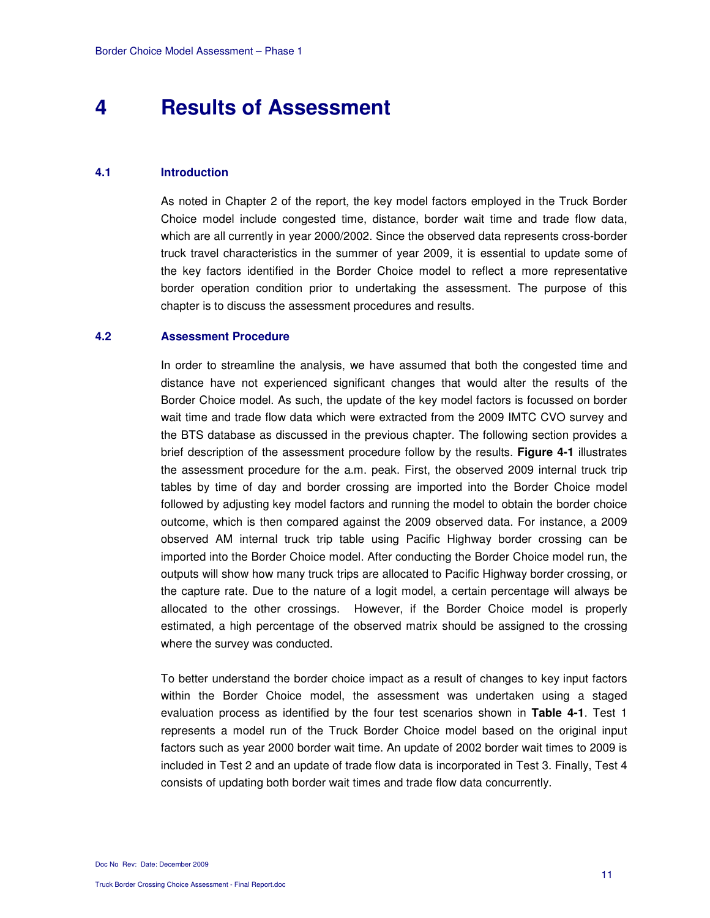# 4 Results of Assessment

## 4.1 Introduction

As noted in Chapter 2 of the report, the key model factors employed in the Truck Border Choice model include congested time, distance, border wait time and trade flow data, which are all currently in year 2000/2002. Since the observed data represents cross-border truck travel characteristics in the summer of year 2009, it is essential to update some of the key factors identified in the Border Choice model to reflect a more representative border operation condition prior to undertaking the assessment. The purpose of this chapter is to discuss the assessment procedures and results.

## 4.2 Assessment Procedure

In order to streamline the analysis, we have assumed that both the congested time and distance have not experienced significant changes that would alter the results of the Border Choice model. As such, the update of the key model factors is focussed on border wait time and trade flow data which were extracted from the 2009 IMTC CVO survey and the BTS database as discussed in the previous chapter. The following section provides a brief description of the assessment procedure follow by the results. **Figure 4-1** illustrates the assessment procedure for the a.m. peak. First, the observed 2009 internal truck trip tables by time of day and border crossing are imported into the Border Choice model followed by adjusting key model factors and running the model to obtain the border choice outcome, which is then compared against the 2009 observed data. For instance, a 2009 observed AM internal truck trip table using Pacific Highway border crossing can be imported into the Border Choice model. After conducting the Border Choice model run, the outputs will show how many truck trips are allocated to Pacific Highway border crossing, or the capture rate. Due to the nature of a logit model, a certain percentage will always be allocated to the other crossings. However, if the Border Choice model is properly estimated, a high percentage of the observed matrix should be assigned to the crossing where the survey was conducted.

To better understand the border choice impact as a result of changes to key input factors within the Border Choice model, the assessment was undertaken using a staged evaluation process as identified by the four test scenarios shown in **Table 4-1**. Test 1 represents a model run of the Truck Border Choice model based on the original input factors such as year 2000 border wait time. An update of 2002 border wait times to 2009 is included in Test 2 and an update of trade flow data is incorporated in Test 3. Finally, Test 4 consists of updating both border wait times and trade flow data concurrently.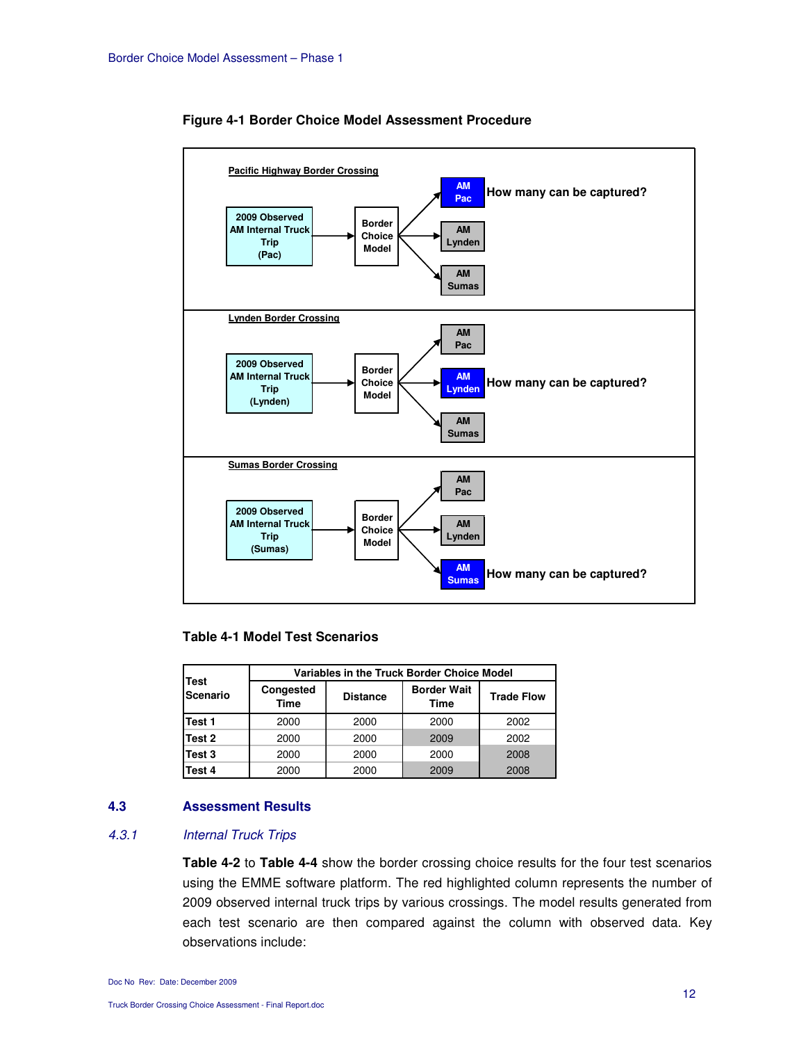**Figure 4-1 Border Choice Model Assessment Procedure**

**Pacific Highway Border Crossing**

2009 Observed AM Internal Truck Trip (Pac) → Border Choice Model → AM Pac / AM Lynden / AM Sumas

AM Pac: How many can be captured?

**Lynden Border Crossing**

2009 Observed AM Internal Truck Trip (Lynden) → Border Choice Model → AM Pac / AM Lynden / AM Sumas

AM Lynden: How many can be captured?

**Sumas Border Crossing**

2009 Observed AM Internal Truck Trip (Sumas) → Border Choice Model → AM Pac / AM Lynden / AM Sumas

AM Sumas: How many can be captured?

**Table 4-1 Model Test Scenarios**

| Test Scenario | Variables in the Truck Border Choice Model | | | |
|---|---|---|---|---|
| | Congested Time | Distance | Border Wait Time | Trade Flow |
| **Test 1** | 2000 | 2000 | 2000 | 2002 |
| **Test 2** | 2000 | 2000 | 2009 | 2002 |
| **Test 3** | 2000 | 2000 | 2000 | 2008 |
| **Test 4** | 2000 | 2000 | 2009 | 2008 |

## 4.3 Assessment Results

### *4.3.1 Internal Truck Trips*

**Table 4-2** to **Table 4-4** show the border crossing choice results for the four test scenarios using the EMME software platform. The red highlighted column represents the number of 2009 observed internal truck trips by various crossings. The model results generated from each test scenario are then compared against the column with observed data. Key observations include: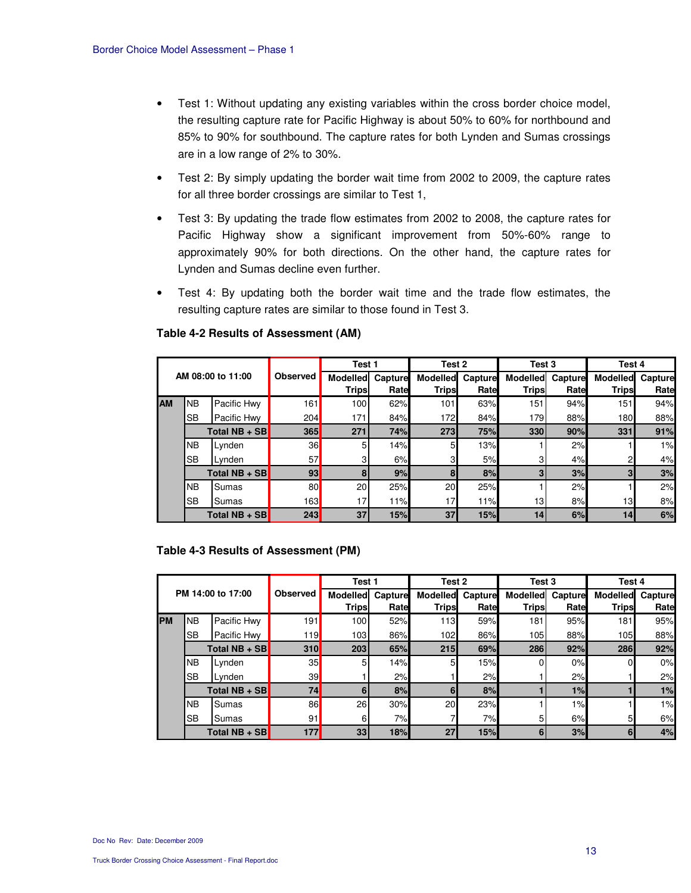- Test 1: Without updating any existing variables within the cross border choice model, the resulting capture rate for Pacific Highway is about 50% to 60% for northbound and 85% to 90% for southbound. The capture rates for both Lynden and Sumas crossings are in a low range of 2% to 30%.
- Test 2: By simply updating the border wait time from 2002 to 2009, the capture rates for all three border crossings are similar to Test 1,
- Test 3: By updating the trade flow estimates from 2002 to 2008, the capture rates for Pacific Highway show a significant improvement from 50%-60% range to approximately 90% for both directions. On the other hand, the capture rates for Lynden and Sumas decline even further.
- Test 4: By updating both the border wait time and the trade flow estimates, the resulting capture rates are similar to those found in Test 3.

**Table 4-2 Results of Assessment (AM)**

| AM 08:00 to 11:00 | | | Observed | Test 1 | | Test 2 | | Test 3 | | Test 4 | |
|---|---|---|---|---|---|---|---|---|---|---|---|
| | | | | Modelled Trips | Capture Rate | Modelled Trips | Capture Rate | Modelled Trips | Capture Rate | Modelled Trips | Capture Rate |
| AM | NB | Pacific Hwy | 161 | 100 | 62% | 101 | 63% | 151 | 94% | 151 | 94% |
| | SB | Pacific Hwy | 204 | 171 | 84% | 172 | 84% | 179 | 88% | 180 | 88% |
| | | **Total NB + SB** | **365** | **271** | **74%** | **273** | **75%** | **330** | **90%** | **331** | **91%** |
| | NB | Lynden | 36 | 5 | 14% | 5 | 13% | 1 | 2% | 1 | 1% |
| | SB | Lynden | 57 | 3 | 6% | 3 | 5% | 3 | 4% | 2 | 4% |
| | | **Total NB + SB** | **93** | **8** | **9%** | **8** | **8%** | **3** | **3%** | **3** | **3%** |
| | NB | Sumas | 80 | 20 | 25% | 20 | 25% | 1 | 2% | 1 | 2% |
| | SB | Sumas | 163 | 17 | 11% | 17 | 11% | 13 | 8% | 13 | 8% |
| | | **Total NB + SB** | **243** | **37** | **15%** | **37** | **15%** | **14** | **6%** | **14** | **6%** |

**Table 4-3 Results of Assessment (PM)**

| PM 14:00 to 17:00 | | | Observed | Test 1 | | Test 2 | | Test 3 | | Test 4 | |
|---|---|---|---|---|---|---|---|---|---|---|---|
| | | | | Modelled Trips | Capture Rate | Modelled Trips | Capture Rate | Modelled Trips | Capture Rate | Modelled Trips | Capture Rate |
| PM | NB | Pacific Hwy | 191 | 100 | 52% | 113 | 59% | 181 | 95% | 181 | 95% |
| | SB | Pacific Hwy | 119 | 103 | 86% | 102 | 86% | 105 | 88% | 105 | 88% |
| | | **Total NB + SB** | **310** | **203** | **65%** | **215** | **69%** | **286** | **92%** | **286** | **92%** |
| | NB | Lynden | 35 | 5 | 14% | 5 | 15% | 0 | 0% | 0 | 0% |
| | SB | Lynden | 39 | 1 | 2% | 1 | 2% | 1 | 2% | 1 | 2% |
| | | **Total NB + SB** | **74** | **6** | **8%** | **6** | **8%** | **1** | **1%** | **1** | **1%** |
| | NB | Sumas | 86 | 26 | 30% | 20 | 23% | 1 | 1% | 1 | 1% |
| | SB | Sumas | 91 | 6 | 7% | 7 | 7% | 5 | 6% | 5 | 6% |
| | | **Total NB + SB** | **177** | **33** | **18%** | **27** | **15%** | **6** | **3%** | **6** | **4%** |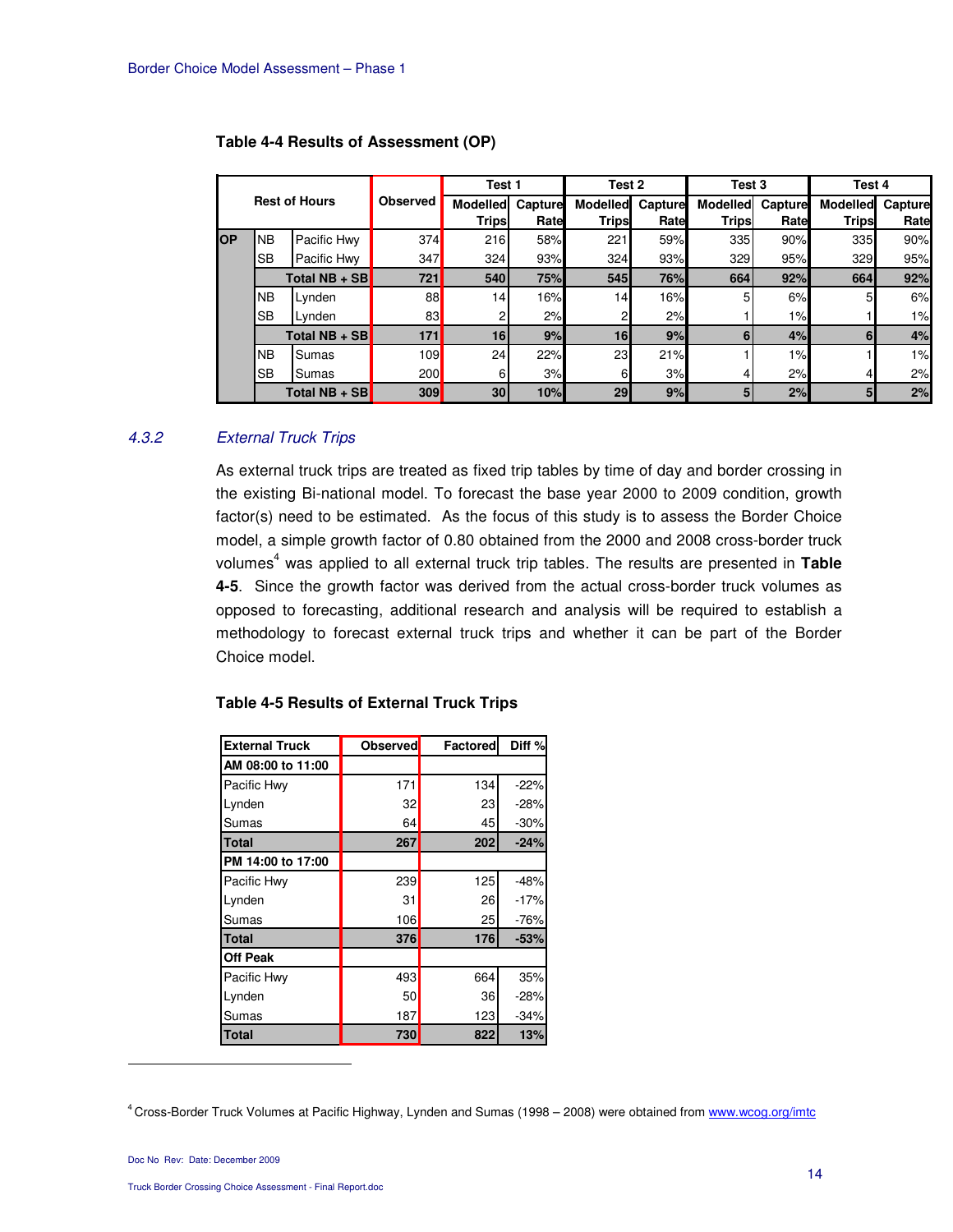**Table 4-4 Results of Assessment (OP)**

| Rest of Hours | | | Observed | Test 1 | | Test 2 | | Test 3 | | Test 4 | |
|---|---|---|---|---|---|---|---|---|---|---|---|
| | | | | Modelled Trips | Capture Rate | Modelled Trips | Capture Rate | Modelled Trips | Capture Rate | Modelled Trips | Capture Rate |
| OP | NB | Pacific Hwy | 374 | 216 | 58% | 221 | 59% | 335 | 90% | 335 | 90% |
| | SB | Pacific Hwy | 347 | 324 | 93% | 324 | 93% | 329 | 95% | 329 | 95% |
| | **Total NB + SB** | | **721** | **540** | **75%** | **545** | **76%** | **664** | **92%** | **664** | **92%** |
| | NB | Lynden | 88 | 14 | 16% | 14 | 16% | 5 | 6% | 5 | 6% |
| | SB | Lynden | 83 | 2 | 2% | 2 | 2% | 1 | 1% | 1 | 1% |
| | **Total NB + SB** | | **171** | **16** | **9%** | **16** | **9%** | **6** | **4%** | **6** | **4%** |
| | NB | Sumas | 109 | 24 | 22% | 23 | 21% | 1 | 1% | 1 | 1% |
| | SB | Sumas | 200 | 6 | 3% | 6 | 3% | 4 | 2% | 4 | 2% |
| | **Total NB + SB** | | **309** | **30** | **10%** | **29** | **9%** | **5** | **2%** | **5** | **2%** |

### 4.3.2 *External Truck Trips*

As external truck trips are treated as fixed trip tables by time of day and border crossing in the existing Bi-national model. To forecast the base year 2000 to 2009 condition, growth factor(s) need to be estimated. As the focus of this study is to assess the Border Choice model, a simple growth factor of 0.80 obtained from the 2000 and 2008 cross-border truck volumes[4] was applied to all external truck trip tables. The results are presented in **Table 4-5**. Since the growth factor was derived from the actual cross-border truck volumes as opposed to forecasting, additional research and analysis will be required to establish a methodology to forecast external truck trips and whether it can be part of the Border Choice model.

**Table 4-5 Results of External Truck Trips**

| External Truck | Observed | Factored | Diff % |
|---|---|---|---|
| **AM 08:00 to 11:00** | | | |
| Pacific Hwy | 171 | 134 | -22% |
| Lynden | 32 | 23 | -28% |
| Sumas | 64 | 45 | -30% |
| **Total** | **267** | **202** | **-24%** |
| **PM 14:00 to 17:00** | | | |
| Pacific Hwy | 239 | 125 | -48% |
| Lynden | 31 | 26 | -17% |
| Sumas | 106 | 25 | -76% |
| **Total** | **376** | **176** | **-53%** |
| **Off Peak** | | | |
| Pacific Hwy | 493 | 664 | 35% |
| Lynden | 50 | 36 | -28% |
| Sumas | 187 | 123 | -34% |
| **Total** | **730** | **822** | **13%** |

[4] Cross-Border Truck Volumes at Pacific Highway, Lynden and Sumas (1998 – 2008) were obtained from www.wcog.org/imtc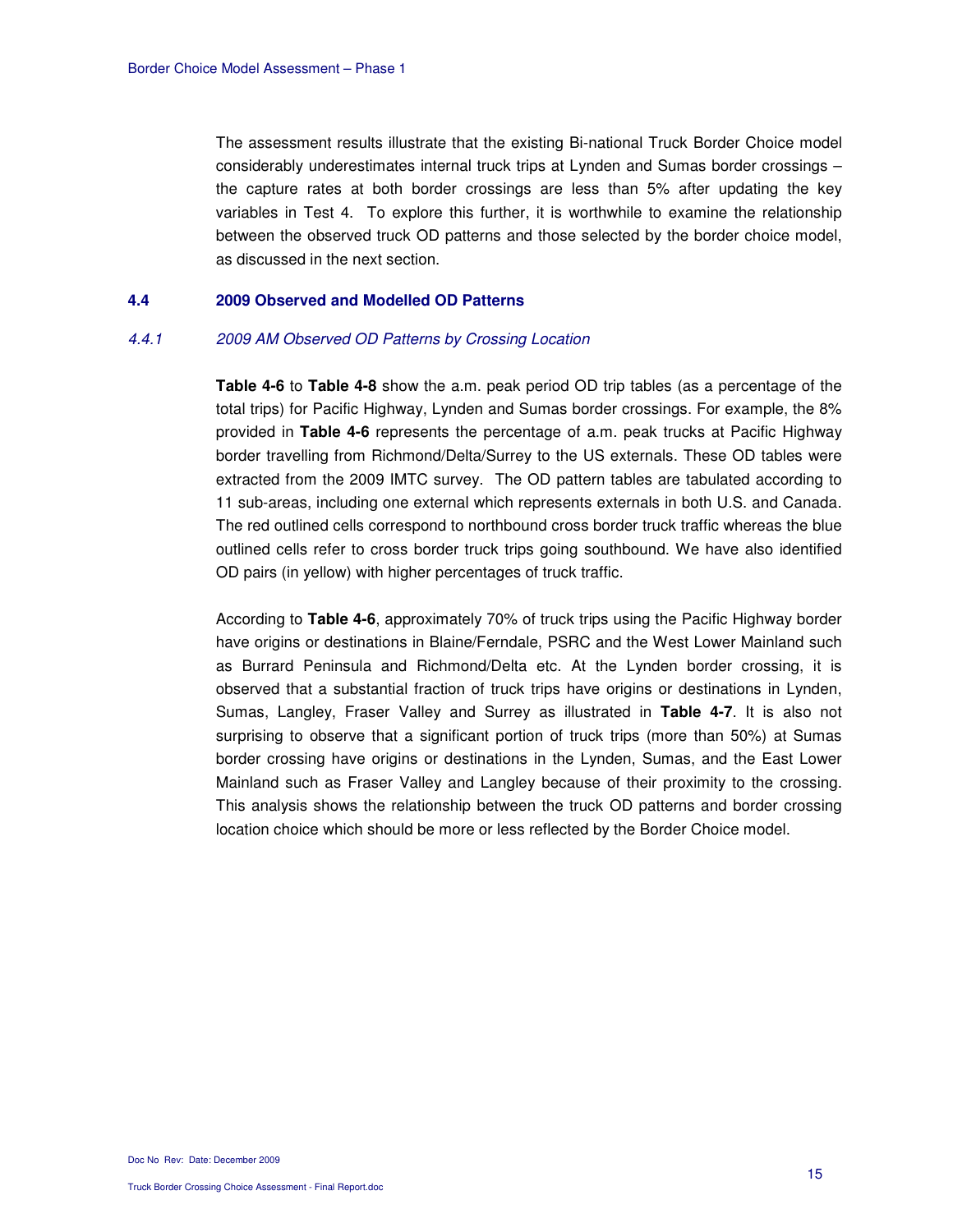The assessment results illustrate that the existing Bi-national Truck Border Choice model considerably underestimates internal truck trips at Lynden and Sumas border crossings – the capture rates at both border crossings are less than 5% after updating the key variables in Test 4. To explore this further, it is worthwhile to examine the relationship between the observed truck OD patterns and those selected by the border choice model, as discussed in the next section.

## 4.4 2009 Observed and Modelled OD Patterns

### *4.4.1 2009 AM Observed OD Patterns by Crossing Location*

**Table 4-6** to **Table 4-8** show the a.m. peak period OD trip tables (as a percentage of the total trips) for Pacific Highway, Lynden and Sumas border crossings. For example, the 8% provided in **Table 4-6** represents the percentage of a.m. peak trucks at Pacific Highway border travelling from Richmond/Delta/Surrey to the US externals. These OD tables were extracted from the 2009 IMTC survey. The OD pattern tables are tabulated according to 11 sub-areas, including one external which represents externals in both U.S. and Canada. The red outlined cells correspond to northbound cross border truck traffic whereas the blue outlined cells refer to cross border truck trips going southbound. We have also identified OD pairs (in yellow) with higher percentages of truck traffic.

According to **Table 4-6**, approximately 70% of truck trips using the Pacific Highway border have origins or destinations in Blaine/Ferndale, PSRC and the West Lower Mainland such as Burrard Peninsula and Richmond/Delta etc. At the Lynden border crossing, it is observed that a substantial fraction of truck trips have origins or destinations in Lynden, Sumas, Langley, Fraser Valley and Surrey as illustrated in **Table 4-7**. It is also not surprising to observe that a significant portion of truck trips (more than 50%) at Sumas border crossing have origins or destinations in the Lynden, Sumas, and the East Lower Mainland such as Fraser Valley and Langley because of their proximity to the crossing. This analysis shows the relationship between the truck OD patterns and border crossing location choice which should be more or less reflected by the Border Choice model.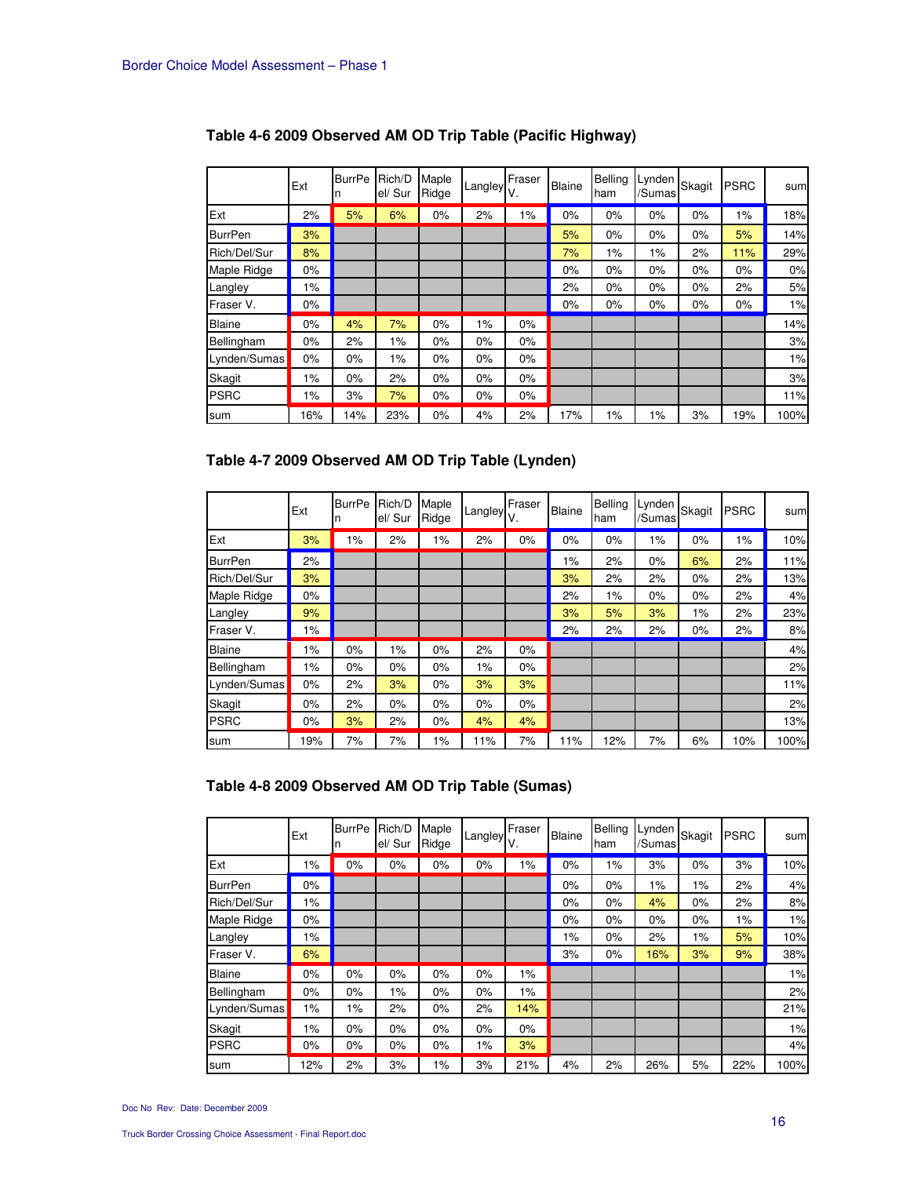**Table 4-6 2009 Observed AM OD Trip Table (Pacific Highway)**

| | Ext | BurrPen | Rich/Del/ Sur | Maple Ridge | Langley | Fraser V. | Blaine | Bellingham | Lynden /Sumas | Skagit | PSRC | sum |
|---|---|---|---|---|---|---|---|---|---|---|---|---|
| Ext | 2% | 5% | 6% | 0% | 2% | 1% | 0% | 0% | 0% | 0% | 1% | 18% |
| BurrPen | 3% | | | | | | 5% | 0% | 0% | 0% | 5% | 14% |
| Rich/Del/Sur | 8% | | | | | | 7% | 1% | 1% | 2% | 11% | 29% |
| Maple Ridge | 0% | | | | | | 0% | 0% | 0% | 0% | 0% | 0% |
| Langley | 1% | | | | | | 2% | 0% | 0% | 0% | 2% | 5% |
| Fraser V. | 0% | | | | | | 0% | 0% | 0% | 0% | 0% | 1% |
| Blaine | 0% | 4% | 7% | 0% | 1% | 0% | | | | | | 14% |
| Bellingham | 0% | 2% | 1% | 0% | 0% | 0% | | | | | | 3% |
| Lynden/Sumas | 0% | 0% | 1% | 0% | 0% | 0% | | | | | | 1% |
| Skagit | 1% | 0% | 2% | 0% | 0% | 0% | | | | | | 3% |
| PSRC | 1% | 3% | 7% | 0% | 0% | 0% | | | | | | 11% |
| sum | 16% | 14% | 23% | 0% | 4% | 2% | 17% | 1% | 1% | 3% | 19% | 100% |

**Table 4-7 2009 Observed AM OD Trip Table (Lynden)**

| | Ext | BurrPen | Rich/Del/ Sur | Maple Ridge | Langley | Fraser V. | Blaine | Bellingham | Lynden /Sumas | Skagit | PSRC | sum |
|---|---|---|---|---|---|---|---|---|---|---|---|---|
| Ext | 3% | 1% | 2% | 1% | 2% | 0% | 0% | 0% | 1% | 0% | 1% | 10% |
| BurrPen | 2% | | | | | | 1% | 2% | 0% | 6% | 2% | 11% |
| Rich/Del/Sur | 3% | | | | | | 3% | 2% | 2% | 0% | 2% | 13% |
| Maple Ridge | 0% | | | | | | 2% | 1% | 0% | 0% | 2% | 4% |
| Langley | 9% | | | | | | 3% | 5% | 3% | 1% | 2% | 23% |
| Fraser V. | 1% | | | | | | 2% | 2% | 2% | 0% | 2% | 8% |
| Blaine | 1% | 0% | 1% | 0% | 2% | 0% | | | | | | 4% |
| Bellingham | 1% | 0% | 0% | 0% | 1% | 0% | | | | | | 2% |
| Lynden/Sumas | 0% | 2% | 3% | 0% | 3% | 3% | | | | | | 11% |
| Skagit | 0% | 2% | 0% | 0% | 0% | 0% | | | | | | 2% |
| PSRC | 0% | 3% | 2% | 0% | 4% | 4% | | | | | | 13% |
| sum | 19% | 7% | 7% | 1% | 11% | 7% | 11% | 12% | 7% | 6% | 10% | 100% |

**Table 4-8 2009 Observed AM OD Trip Table (Sumas)**

| | Ext | BurrPen | Rich/Del/ Sur | Maple Ridge | Langley | Fraser V. | Blaine | Bellingham | Lynden /Sumas | Skagit | PSRC | sum |
|---|---|---|---|---|---|---|---|---|---|---|---|---|
| Ext | 1% | 0% | 0% | 0% | 0% | 1% | 0% | 1% | 3% | 0% | 3% | 10% |
| BurrPen | 0% | | | | | | 0% | 0% | 1% | 1% | 2% | 4% |
| Rich/Del/Sur | 1% | | | | | | 0% | 0% | 4% | 0% | 2% | 8% |
| Maple Ridge | 0% | | | | | | 0% | 0% | 0% | 0% | 1% | 1% |
| Langley | 1% | | | | | | 1% | 0% | 2% | 1% | 5% | 10% |
| Fraser V. | 6% | | | | | | 3% | 0% | 16% | 3% | 9% | 38% |
| Blaine | 0% | 0% | 0% | 0% | 0% | 1% | | | | | | 1% |
| Bellingham | 0% | 0% | 1% | 0% | 0% | 1% | | | | | | 2% |
| Lynden/Sumas | 1% | 1% | 2% | 0% | 2% | 14% | | | | | | 21% |
| Skagit | 1% | 0% | 0% | 0% | 0% | 0% | | | | | | 1% |
| PSRC | 0% | 0% | 0% | 0% | 1% | 3% | | | | | | 4% |
| sum | 12% | 2% | 3% | 1% | 3% | 21% | 4% | 2% | 26% | 5% | 22% | 100% |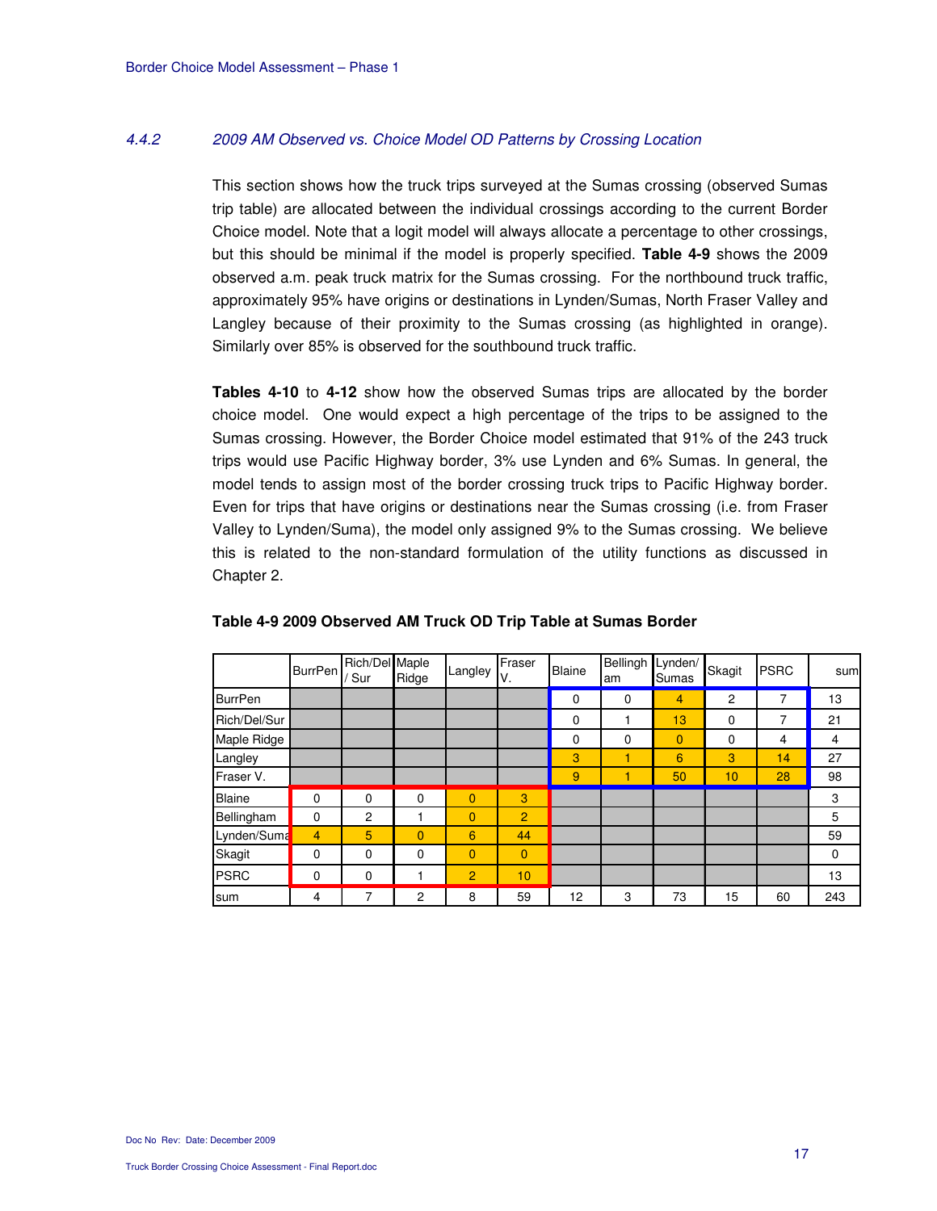#### 4.4.2 2009 AM Observed vs. Choice Model OD Patterns by Crossing Location

This section shows how the truck trips surveyed at the Sumas crossing (observed Sumas trip table) are allocated between the individual crossings according to the current Border Choice model. Note that a logit model will always allocate a percentage to other crossings, but this should be minimal if the model is properly specified. **Table 4-9** shows the 2009 observed a.m. peak truck matrix for the Sumas crossing. For the northbound truck traffic, approximately 95% have origins or destinations in Lynden/Sumas, North Fraser Valley and Langley because of their proximity to the Sumas crossing (as highlighted in orange). Similarly over 85% is observed for the southbound truck traffic.

**Tables 4-10** to **4-12** show how the observed Sumas trips are allocated by the border choice model. One would expect a high percentage of the trips to be assigned to the Sumas crossing. However, the Border Choice model estimated that 91% of the 243 truck trips would use Pacific Highway border, 3% use Lynden and 6% Sumas. In general, the model tends to assign most of the border crossing truck trips to Pacific Highway border. Even for trips that have origins or destinations near the Sumas crossing (i.e. from Fraser Valley to Lynden/Suma), the model only assigned 9% to the Sumas crossing. We believe this is related to the non-standard formulation of the utility functions as discussed in Chapter 2.

**Table 4-9 2009 Observed AM Truck OD Trip Table at Sumas Border**

| | BurrPen | Rich/Del / Sur | Maple Ridge | Langley | Fraser V. | Blaine | Bellingham | Lynden/ Sumas | Skagit | PSRC | sum |
|---|---|---|---|---|---|---|---|---|---|---|---|
| BurrPen | | | | | | 0 | 0 | 4 | 2 | 7 | 13 |
| Rich/Del/Sur | | | | | | 0 | 1 | 13 | 0 | 7 | 21 |
| Maple Ridge | | | | | | 0 | 0 | 0 | 0 | 4 | 4 |
| Langley | | | | | | 3 | 1 | 6 | 3 | 14 | 27 |
| Fraser V. | | | | | | 9 | 1 | 50 | 10 | 28 | 98 |
| Blaine | 0 | 0 | 0 | 0 | 3 | | | | | | 3 |
| Bellingham | 0 | 2 | 1 | 0 | 2 | | | | | | 5 |
| Lynden/Suma | 4 | 5 | 0 | 6 | 44 | | | | | | 59 |
| Skagit | 0 | 0 | 0 | 0 | 0 | | | | | | 0 |
| PSRC | 0 | 0 | 1 | 2 | 10 | | | | | | 13 |
| sum | 4 | 7 | 2 | 8 | 59 | 12 | 3 | 73 | 15 | 60 | 243 |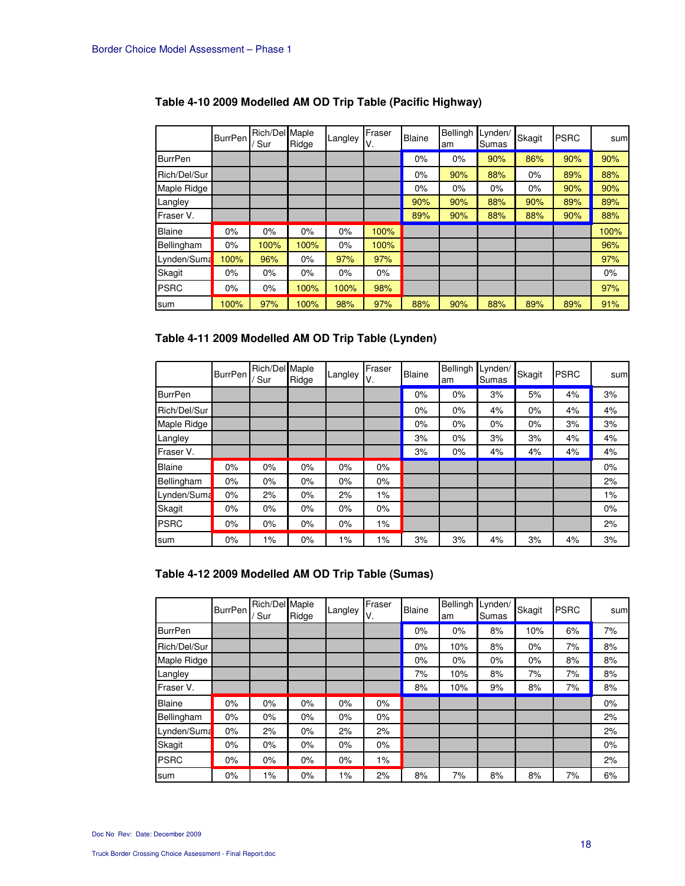**Table 4-10 2009 Modelled AM OD Trip Table (Pacific Highway)**

| | BurrPen | Rich/Del / Sur | Maple Ridge | Langley | Fraser V. | Blaine | Bellingham | Lynden/ Sumas | Skagit | PSRC | sum |
|---|---|---|---|---|---|---|---|---|---|---|---|
| BurrPen | | | | | | 0% | 0% | 90% | 86% | 90% | 90% |
| Rich/Del/Sur | | | | | | 0% | 90% | 88% | 0% | 89% | 88% |
| Maple Ridge | | | | | | 0% | 0% | 0% | 0% | 90% | 90% |
| Langley | | | | | | 90% | 90% | 88% | 90% | 89% | 89% |
| Fraser V. | | | | | | 89% | 90% | 88% | 88% | 90% | 88% |
| Blaine | 0% | 0% | 0% | 0% | 100% | | | | | | 100% |
| Bellingham | 0% | 100% | 100% | 0% | 100% | | | | | | 96% |
| Lynden/Sumas | 100% | 96% | 0% | 97% | 97% | | | | | | 97% |
| Skagit | 0% | 0% | 0% | 0% | 0% | | | | | | 0% |
| PSRC | 0% | 0% | 100% | 100% | 98% | | | | | | 97% |
| sum | 100% | 97% | 100% | 98% | 97% | 88% | 90% | 88% | 89% | 89% | 91% |

**Table 4-11 2009 Modelled AM OD Trip Table (Lynden)**

| | BurrPen | Rich/Del / Sur | Maple Ridge | Langley | Fraser V. | Blaine | Bellingham | Lynden/ Sumas | Skagit | PSRC | sum |
|---|---|---|---|---|---|---|---|---|---|---|---|
| BurrPen | | | | | | 0% | 0% | 3% | 5% | 4% | 3% |
| Rich/Del/Sur | | | | | | 0% | 0% | 4% | 0% | 4% | 4% |
| Maple Ridge | | | | | | 0% | 0% | 0% | 0% | 3% | 3% |
| Langley | | | | | | 3% | 0% | 3% | 3% | 4% | 4% |
| Fraser V. | | | | | | 3% | 0% | 4% | 4% | 4% | 4% |
| Blaine | 0% | 0% | 0% | 0% | 0% | | | | | | 0% |
| Bellingham | 0% | 0% | 0% | 0% | 0% | | | | | | 2% |
| Lynden/Sumas | 0% | 2% | 0% | 2% | 1% | | | | | | 1% |
| Skagit | 0% | 0% | 0% | 0% | 0% | | | | | | 0% |
| PSRC | 0% | 0% | 0% | 0% | 1% | | | | | | 2% |
| sum | 0% | 1% | 0% | 1% | 1% | 3% | 3% | 4% | 3% | 4% | 3% |

**Table 4-12 2009 Modelled AM OD Trip Table (Sumas)**

| | BurrPen | Rich/Del / Sur | Maple Ridge | Langley | Fraser V. | Blaine | Bellingham | Lynden/ Sumas | Skagit | PSRC | sum |
|---|---|---|---|---|---|---|---|---|---|---|---|
| BurrPen | | | | | | 0% | 0% | 8% | 10% | 6% | 7% |
| Rich/Del/Sur | | | | | | 0% | 10% | 8% | 0% | 7% | 8% |
| Maple Ridge | | | | | | 0% | 0% | 0% | 0% | 8% | 8% |
| Langley | | | | | | 7% | 10% | 8% | 7% | 7% | 8% |
| Fraser V. | | | | | | 8% | 10% | 9% | 8% | 7% | 8% |
| Blaine | 0% | 0% | 0% | 0% | 0% | | | | | | 0% |
| Bellingham | 0% | 0% | 0% | 0% | 0% | | | | | | 2% |
| Lynden/Sumas | 0% | 2% | 0% | 2% | 2% | | | | | | 2% |
| Skagit | 0% | 0% | 0% | 0% | 0% | | | | | | 0% |
| PSRC | 0% | 0% | 0% | 0% | 1% | | | | | | 2% |
| sum | 0% | 1% | 0% | 1% | 2% | 8% | 7% | 8% | 8% | 7% | 6% |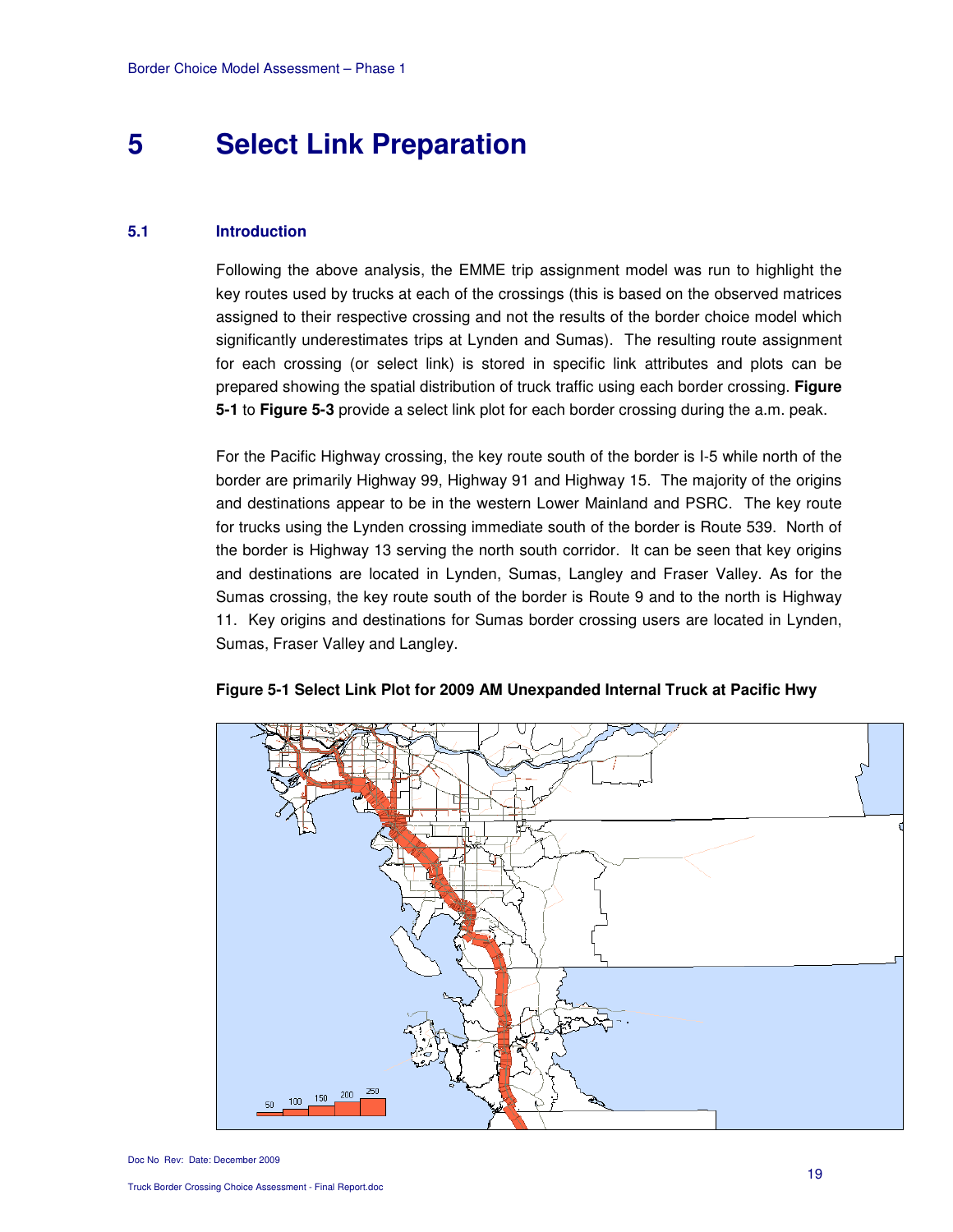# 5 Select Link Preparation

## 5.1 Introduction

Following the above analysis, the EMME trip assignment model was run to highlight the key routes used by trucks at each of the crossings (this is based on the observed matrices assigned to their respective crossing and not the results of the border choice model which significantly underestimates trips at Lynden and Sumas). The resulting route assignment for each crossing (or select link) is stored in specific link attributes and plots can be prepared showing the spatial distribution of truck traffic using each border crossing. **Figure 5-1** to **Figure 5-3** provide a select link plot for each border crossing during the a.m. peak.

For the Pacific Highway crossing, the key route south of the border is I-5 while north of the border are primarily Highway 99, Highway 91 and Highway 15. The majority of the origins and destinations appear to be in the western Lower Mainland and PSRC. The key route for trucks using the Lynden crossing immediate south of the border is Route 539. North of the border is Highway 13 serving the north south corridor. It can be seen that key origins and destinations are located in Lynden, Sumas, Langley and Fraser Valley. As for the Sumas crossing, the key route south of the border is Route 9 and to the north is Highway 11. Key origins and destinations for Sumas border crossing users are located in Lynden, Sumas, Fraser Valley and Langley.

**Figure 5-1 Select Link Plot for 2009 AM Unexpanded Internal Truck at Pacific Hwy**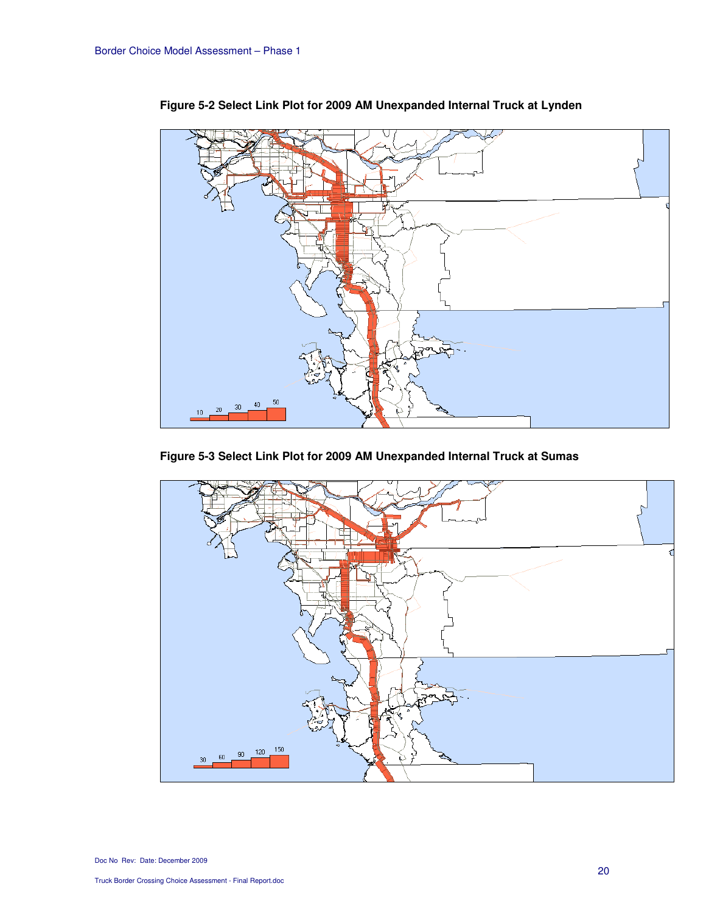**Figure 5-2 Select Link Plot for 2009 AM Unexpanded Internal Truck at Lynden**

**Figure 5-3 Select Link Plot for 2009 AM Unexpanded Internal Truck at Sumas**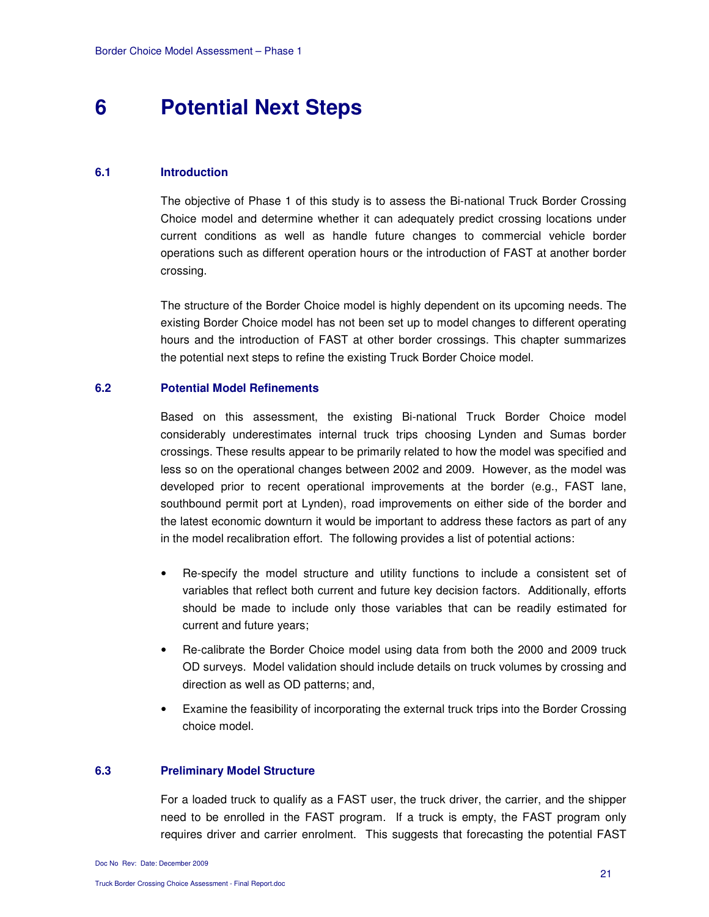# 6 Potential Next Steps

## 6.1 Introduction

The objective of Phase 1 of this study is to assess the Bi-national Truck Border Crossing Choice model and determine whether it can adequately predict crossing locations under current conditions as well as handle future changes to commercial vehicle border operations such as different operation hours or the introduction of FAST at another border crossing.

The structure of the Border Choice model is highly dependent on its upcoming needs. The existing Border Choice model has not been set up to model changes to different operating hours and the introduction of FAST at other border crossings. This chapter summarizes the potential next steps to refine the existing Truck Border Choice model.

## 6.2 Potential Model Refinements

Based on this assessment, the existing Bi-national Truck Border Choice model considerably underestimates internal truck trips choosing Lynden and Sumas border crossings. These results appear to be primarily related to how the model was specified and less so on the operational changes between 2002 and 2009. However, as the model was developed prior to recent operational improvements at the border (e.g., FAST lane, southbound permit port at Lynden), road improvements on either side of the border and the latest economic downturn it would be important to address these factors as part of any in the model recalibration effort. The following provides a list of potential actions:

- Re-specify the model structure and utility functions to include a consistent set of variables that reflect both current and future key decision factors. Additionally, efforts should be made to include only those variables that can be readily estimated for current and future years;
- Re-calibrate the Border Choice model using data from both the 2000 and 2009 truck OD surveys. Model validation should include details on truck volumes by crossing and direction as well as OD patterns; and,
- Examine the feasibility of incorporating the external truck trips into the Border Crossing choice model.

## 6.3 Preliminary Model Structure

For a loaded truck to qualify as a FAST user, the truck driver, the carrier, and the shipper need to be enrolled in the FAST program. If a truck is empty, the FAST program only requires driver and carrier enrolment. This suggests that forecasting the potential FAST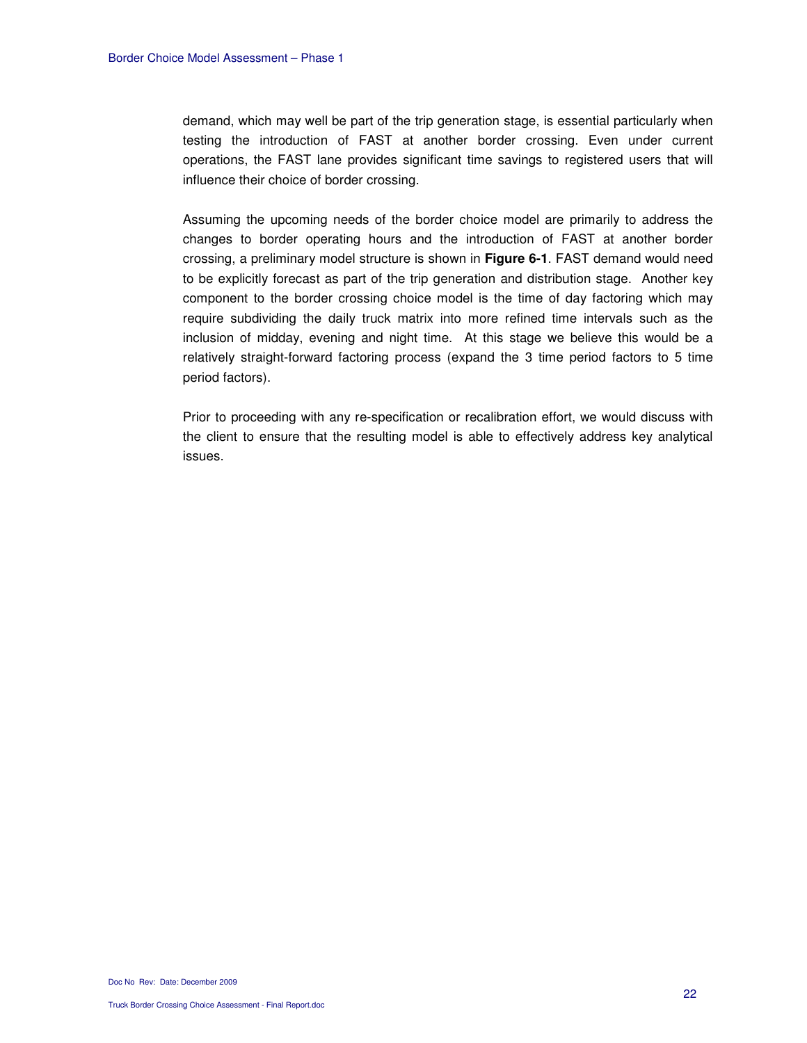demand, which may well be part of the trip generation stage, is essential particularly when testing the introduction of FAST at another border crossing. Even under current operations, the FAST lane provides significant time savings to registered users that will influence their choice of border crossing.

Assuming the upcoming needs of the border choice model are primarily to address the changes to border operating hours and the introduction of FAST at another border crossing, a preliminary model structure is shown in **Figure 6-1**. FAST demand would need to be explicitly forecast as part of the trip generation and distribution stage. Another key component to the border crossing choice model is the time of day factoring which may require subdividing the daily truck matrix into more refined time intervals such as the inclusion of midday, evening and night time. At this stage we believe this would be a relatively straight-forward factoring process (expand the 3 time period factors to 5 time period factors).

Prior to proceeding with any re-specification or recalibration effort, we would discuss with the client to ensure that the resulting model is able to effectively address key analytical issues.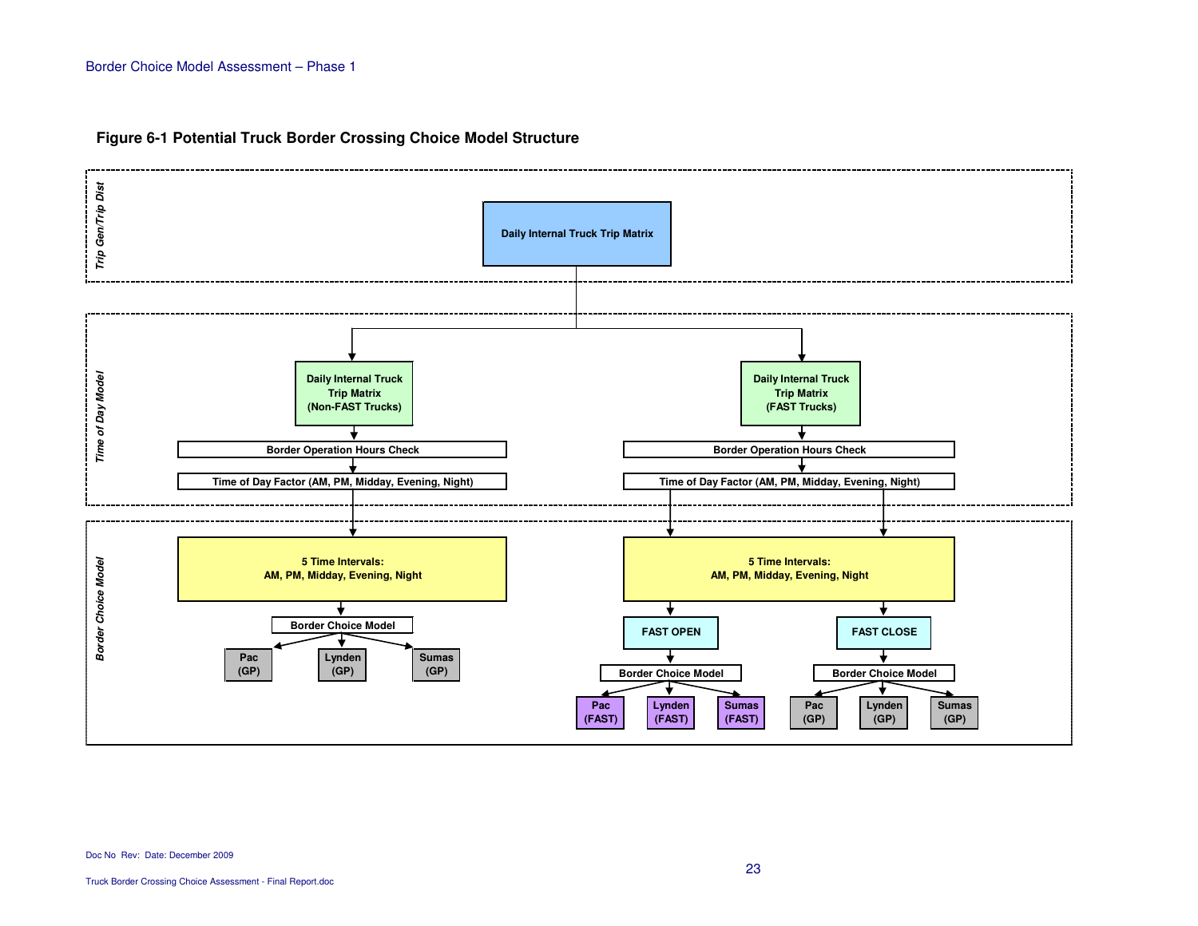**Figure 6-1 Potential Truck Border Crossing Choice Model Structure**

Trip Gen/Trip Dist

Daily Internal Truck Trip Matrix

Time of Day Model

Daily Internal Truck Trip Matrix (Non-FAST Trucks)

Border Operation Hours Check

Time of Day Factor (AM, PM, Midday, Evening, Night)

Daily Internal Truck Trip Matrix (FAST Trucks)

Border Operation Hours Check

Time of Day Factor (AM, PM, Midday, Evening, Night)

Border Choice Model

5 Time Intervals: AM, PM, Midday, Evening, Night

Border Choice Model

Pac (GP)

Lynden (GP)

Sumas (GP)

5 Time Intervals: AM, PM, Midday, Evening, Night

FAST OPEN

Border Choice Model

Pac (FAST)

Lynden (FAST)

Sumas (FAST)

FAST CLOSE

Border Choice Model

Pac (GP)

Lynden (GP)

Sumas (GP)